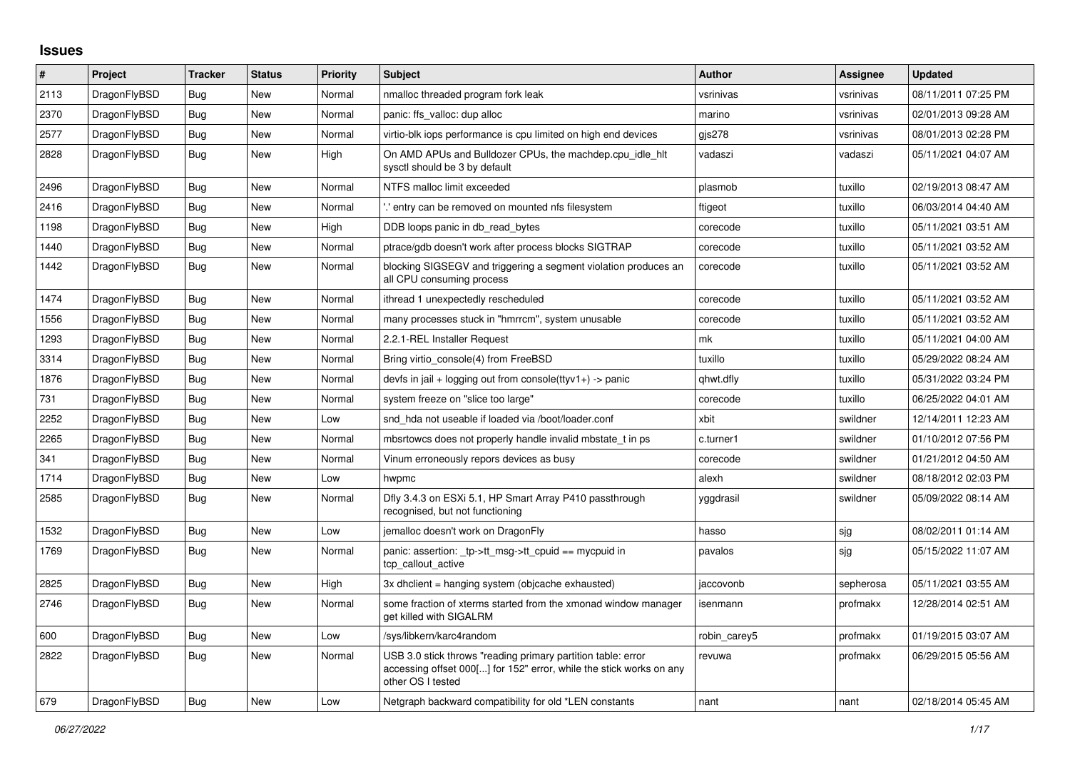# Issues

| # | Project | Tracker | Status | Priority | Subject | Author | Assignee | Updated |
|---|---|---|---|---|---|---|---|---|
| 2113 | DragonFlyBSD | Bug | New | Normal | nmalloc threaded program fork leak | vsrinivas | vsrinivas | 08/11/2011 07:25 PM |
| 2370 | DragonFlyBSD | Bug | New | Normal | panic: ffs_valloc: dup alloc | marino | vsrinivas | 02/01/2013 09:28 AM |
| 2577 | DragonFlyBSD | Bug | New | Normal | virtio-blk iops performance is cpu limited on high end devices | gjs278 | vsrinivas | 08/01/2013 02:28 PM |
| 2828 | DragonFlyBSD | Bug | New | High | On AMD APUs and Bulldozer CPUs, the machdep.cpu_idle_hlt sysctl should be 3 by default | vadaszi | vadaszi | 05/11/2021 04:07 AM |
| 2496 | DragonFlyBSD | Bug | New | Normal | NTFS malloc limit exceeded | plasmob | tuxillo | 02/19/2013 08:47 AM |
| 2416 | DragonFlyBSD | Bug | New | Normal | '.' entry can be removed on mounted nfs filesystem | ftigeot | tuxillo | 06/03/2014 04:40 AM |
| 1198 | DragonFlyBSD | Bug | New | High | DDB loops panic in db_read_bytes | corecode | tuxillo | 05/11/2021 03:51 AM |
| 1440 | DragonFlyBSD | Bug | New | Normal | ptrace/gdb doesn't work after process blocks SIGTRAP | corecode | tuxillo | 05/11/2021 03:52 AM |
| 1442 | DragonFlyBSD | Bug | New | Normal | blocking SIGSEGV and triggering a segment violation produces an all CPU consuming process | corecode | tuxillo | 05/11/2021 03:52 AM |
| 1474 | DragonFlyBSD | Bug | New | Normal | ithread 1 unexpectedly rescheduled | corecode | tuxillo | 05/11/2021 03:52 AM |
| 1556 | DragonFlyBSD | Bug | New | Normal | many processes stuck in "hmrrcm", system unusable | corecode | tuxillo | 05/11/2021 03:52 AM |
| 1293 | DragonFlyBSD | Bug | New | Normal | 2.2.1-REL Installer Request | mk | tuxillo | 05/11/2021 04:00 AM |
| 3314 | DragonFlyBSD | Bug | New | Normal | Bring virtio_console(4) from FreeBSD | tuxillo | tuxillo | 05/29/2022 08:24 AM |
| 1876 | DragonFlyBSD | Bug | New | Normal | devfs in jail + logging out from console(ttyv1+) -> panic | qhwt.dfly | tuxillo | 05/31/2022 03:24 PM |
| 731 | DragonFlyBSD | Bug | New | Normal | system freeze on "slice too large" | corecode | tuxillo | 06/25/2022 04:01 AM |
| 2252 | DragonFlyBSD | Bug | New | Low | snd_hda not useable if loaded via /boot/loader.conf | xbit | swildner | 12/14/2011 12:23 AM |
| 2265 | DragonFlyBSD | Bug | New | Normal | mbsrtowcs does not properly handle invalid mbstate_t in ps | c.turner1 | swildner | 01/10/2012 07:56 PM |
| 341 | DragonFlyBSD | Bug | New | Normal | Vinum erroneously repors devices as busy | corecode | swildner | 01/21/2012 04:50 AM |
| 1714 | DragonFlyBSD | Bug | New | Low | hwpmc | alexh | swildner | 08/18/2012 02:03 PM |
| 2585 | DragonFlyBSD | Bug | New | Normal | Dfly 3.4.3 on ESXi 5.1, HP Smart Array P410 passthrough recognised, but not functioning | yggdrasil | swildner | 05/09/2022 08:14 AM |
| 1532 | DragonFlyBSD | Bug | New | Low | jemalloc doesn't work on DragonFly | hasso | sjg | 08/02/2011 01:14 AM |
| 1769 | DragonFlyBSD | Bug | New | Normal | panic: assertion: _tp->tt_msg->tt_cpuid == mycpuid in tcp_callout_active | pavalos | sjg | 05/15/2022 11:07 AM |
| 2825 | DragonFlyBSD | Bug | New | High | 3x dhclient = hanging system (objcache exhausted) | jaccovonb | sepherosa | 05/11/2021 03:55 AM |
| 2746 | DragonFlyBSD | Bug | New | Normal | some fraction of xterms started from the xmonad window manager get killed with SIGALRM | isenmann | profmakx | 12/28/2014 02:51 AM |
| 600 | DragonFlyBSD | Bug | New | Low | /sys/libkern/karc4random | robin_carey5 | profmakx | 01/19/2015 03:07 AM |
| 2822 | DragonFlyBSD | Bug | New | Normal | USB 3.0 stick throws "reading primary partition table: error accessing offset 000[...] for 152" error, while the stick works on any other OS I tested | revuwa | profmakx | 06/29/2015 05:56 AM |
| 679 | DragonFlyBSD | Bug | New | Low | Netgraph backward compatibility for old *LEN constants | nant | nant | 02/18/2014 05:45 AM |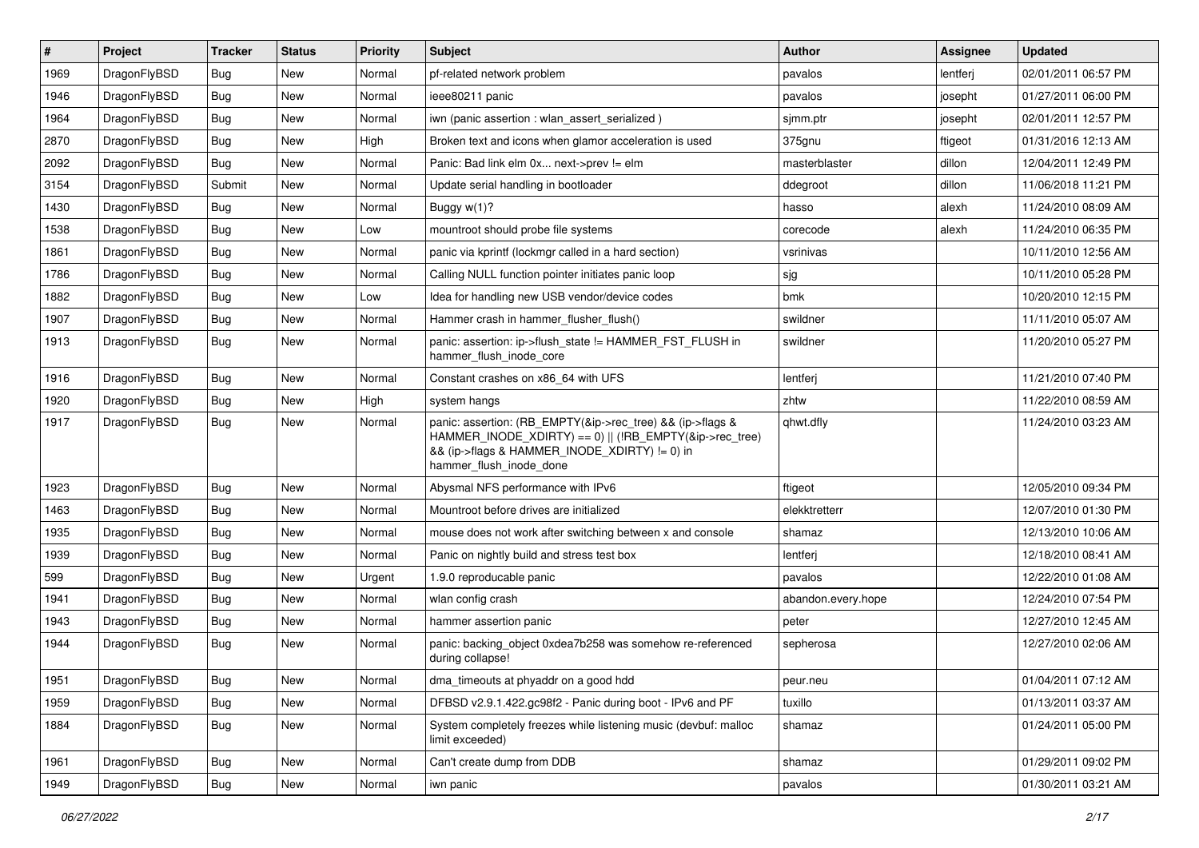| # | Project | Tracker | Status | Priority | Subject | Author | Assignee | Updated |
| --- | --- | --- | --- | --- | --- | --- | --- | --- |
| 1969 | DragonFlyBSD | Bug | New | Normal | pf-related network problem | pavalos | lentferj | 02/01/2011 06:57 PM |
| 1946 | DragonFlyBSD | Bug | New | Normal | ieee80211 panic | pavalos | josepht | 01/27/2011 06:00 PM |
| 1964 | DragonFlyBSD | Bug | New | Normal | iwn (panic assertion : wlan_assert_serialized ) | sjmm.ptr | josepht | 02/01/2011 12:57 PM |
| 2870 | DragonFlyBSD | Bug | New | High | Broken text and icons when glamor acceleration is used | 375gnu | ftigeot | 01/31/2016 12:13 AM |
| 2092 | DragonFlyBSD | Bug | New | Normal | Panic: Bad link elm 0x... next->prev != elm | masterblaster | dillon | 12/04/2011 12:49 PM |
| 3154 | DragonFlyBSD | Submit | New | Normal | Update serial handling in bootloader | ddegroot | dillon | 11/06/2018 11:21 PM |
| 1430 | DragonFlyBSD | Bug | New | Normal | Buggy w(1)? | hasso | alexh | 11/24/2010 08:09 AM |
| 1538 | DragonFlyBSD | Bug | New | Low | mountroot should probe file systems | corecode | alexh | 11/24/2010 06:35 PM |
| 1861 | DragonFlyBSD | Bug | New | Normal | panic via kprintf (lockmgr called in a hard section) | vsrinivas | | 10/11/2010 12:56 AM |
| 1786 | DragonFlyBSD | Bug | New | Normal | Calling NULL function pointer initiates panic loop | sjg | | 10/11/2010 05:28 PM |
| 1882 | DragonFlyBSD | Bug | New | Low | Idea for handling new USB vendor/device codes | bmk | | 10/20/2010 12:15 PM |
| 1907 | DragonFlyBSD | Bug | New | Normal | Hammer crash in hammer_flusher_flush() | swildner | | 11/11/2010 05:07 AM |
| 1913 | DragonFlyBSD | Bug | New | Normal | panic: assertion: ip->flush_state != HAMMER_FST_FLUSH in hammer_flush_inode_core | swildner | | 11/20/2010 05:27 PM |
| 1916 | DragonFlyBSD | Bug | New | Normal | Constant crashes on x86_64 with UFS | lentferj | | 11/21/2010 07:40 PM |
| 1920 | DragonFlyBSD | Bug | New | High | system hangs | zhtw | | 11/22/2010 08:59 AM |
| 1917 | DragonFlyBSD | Bug | New | Normal | panic: assertion: (RB_EMPTY(&ip->rec_tree) && (ip->flags & HAMMER_INODE_XDIRTY) == 0) \|\| (!RB_EMPTY(&ip->rec_tree) && (ip->flags & HAMMER_INODE_XDIRTY) != 0) in hammer_flush_inode_done | qhwt.dfly | | 11/24/2010 03:23 AM |
| 1923 | DragonFlyBSD | Bug | New | Normal | Abysmal NFS performance with IPv6 | ftigeot | | 12/05/2010 09:34 PM |
| 1463 | DragonFlyBSD | Bug | New | Normal | Mountroot before drives are initialized | elekktretterr | | 12/07/2010 01:30 PM |
| 1935 | DragonFlyBSD | Bug | New | Normal | mouse does not work after switching between x and console | shamaz | | 12/13/2010 10:06 AM |
| 1939 | DragonFlyBSD | Bug | New | Normal | Panic on nightly build and stress test box | lentferj | | 12/18/2010 08:41 AM |
| 599 | DragonFlyBSD | Bug | New | Urgent | 1.9.0 reproducable panic | pavalos | | 12/22/2010 01:08 AM |
| 1941 | DragonFlyBSD | Bug | New | Normal | wlan config crash | abandon.every.hope | | 12/24/2010 07:54 PM |
| 1943 | DragonFlyBSD | Bug | New | Normal | hammer assertion panic | peter | | 12/27/2010 12:45 AM |
| 1944 | DragonFlyBSD | Bug | New | Normal | panic: backing_object 0xdea7b258 was somehow re-referenced during collapse! | sepherosa | | 12/27/2010 02:06 AM |
| 1951 | DragonFlyBSD | Bug | New | Normal | dma_timeouts at phyaddr on a good hdd | peur.neu | | 01/04/2011 07:12 AM |
| 1959 | DragonFlyBSD | Bug | New | Normal | DFBSD v2.9.1.422.gc98f2 - Panic during boot - IPv6 and PF | tuxillo | | 01/13/2011 03:37 AM |
| 1884 | DragonFlyBSD | Bug | New | Normal | System completely freezes while listening music (devbuf: malloc limit exceeded) | shamaz | | 01/24/2011 05:00 PM |
| 1961 | DragonFlyBSD | Bug | New | Normal | Can't create dump from DDB | shamaz | | 01/29/2011 09:02 PM |
| 1949 | DragonFlyBSD | Bug | New | Normal | iwn panic | pavalos | | 01/30/2011 03:21 AM |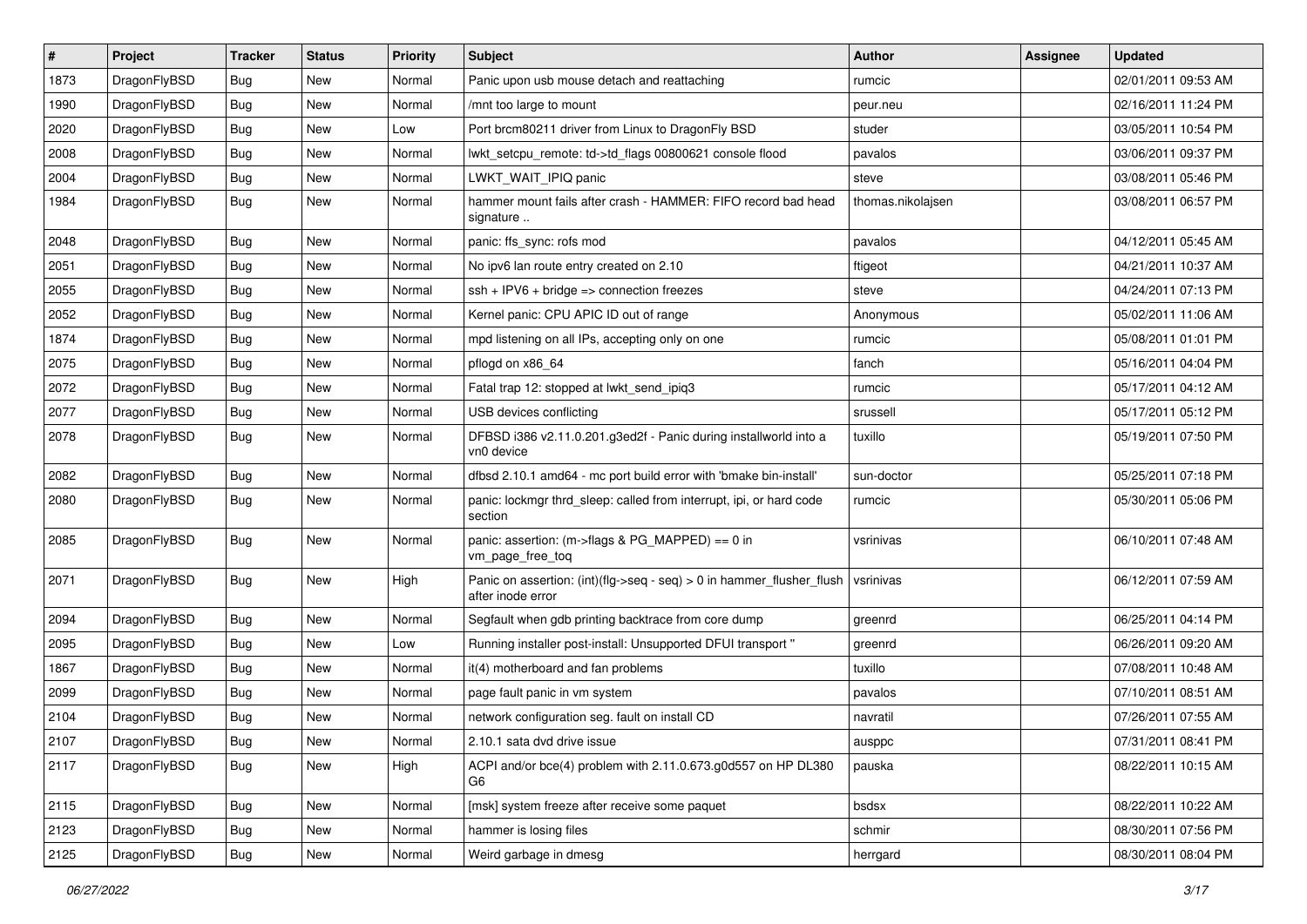| # | Project | Tracker | Status | Priority | Subject | Author | Assignee | Updated |
|---|---|---|---|---|---|---|---|---|
| 1873 | DragonFlyBSD | Bug | New | Normal | Panic upon usb mouse detach and reattaching | rumcic | | 02/01/2011 09:53 AM |
| 1990 | DragonFlyBSD | Bug | New | Normal | /mnt too large to mount | peur.neu | | 02/16/2011 11:24 PM |
| 2020 | DragonFlyBSD | Bug | New | Low | Port brcm80211 driver from Linux to DragonFly BSD | studer | | 03/05/2011 10:54 PM |
| 2008 | DragonFlyBSD | Bug | New | Normal | lwkt_setcpu_remote: td->td_flags 00800621 console flood | pavalos | | 03/06/2011 09:37 PM |
| 2004 | DragonFlyBSD | Bug | New | Normal | LWKT_WAIT_IPIQ panic | steve | | 03/08/2011 05:46 PM |
| 1984 | DragonFlyBSD | Bug | New | Normal | hammer mount fails after crash - HAMMER: FIFO record bad head signature .. | thomas.nikolajsen | | 03/08/2011 06:57 PM |
| 2048 | DragonFlyBSD | Bug | New | Normal | panic: ffs_sync: rofs mod | pavalos | | 04/12/2011 05:45 AM |
| 2051 | DragonFlyBSD | Bug | New | Normal | No ipv6 lan route entry created on 2.10 | ftigeot | | 04/21/2011 10:37 AM |
| 2055 | DragonFlyBSD | Bug | New | Normal | ssh + IPV6 + bridge => connection freezes | steve | | 04/24/2011 07:13 PM |
| 2052 | DragonFlyBSD | Bug | New | Normal | Kernel panic: CPU APIC ID out of range | Anonymous | | 05/02/2011 11:06 AM |
| 1874 | DragonFlyBSD | Bug | New | Normal | mpd listening on all IPs, accepting only on one | rumcic | | 05/08/2011 01:01 PM |
| 2075 | DragonFlyBSD | Bug | New | Normal | pflogd on x86_64 | fanch | | 05/16/2011 04:04 PM |
| 2072 | DragonFlyBSD | Bug | New | Normal | Fatal trap 12: stopped at lwkt_send_ipiq3 | rumcic | | 05/17/2011 04:12 AM |
| 2077 | DragonFlyBSD | Bug | New | Normal | USB devices conflicting | srussell | | 05/17/2011 05:12 PM |
| 2078 | DragonFlyBSD | Bug | New | Normal | DFBSD i386 v2.11.0.201.g3ed2f - Panic during installworld into a vn0 device | tuxillo | | 05/19/2011 07:50 PM |
| 2082 | DragonFlyBSD | Bug | New | Normal | dfbsd 2.10.1 amd64 - mc port build error with 'bmake bin-install' | sun-doctor | | 05/25/2011 07:18 PM |
| 2080 | DragonFlyBSD | Bug | New | Normal | panic: lockmgr thrd_sleep: called from interrupt, ipi, or hard code section | rumcic | | 05/30/2011 05:06 PM |
| 2085 | DragonFlyBSD | Bug | New | Normal | panic: assertion: (m->flags & PG_MAPPED) == 0 in vm_page_free_toq | vsrinivas | | 06/10/2011 07:48 AM |
| 2071 | DragonFlyBSD | Bug | New | High | Panic on assertion: (int)(flg->seq - seq) > 0 in hammer_flusher_flush after inode error | vsrinivas | | 06/12/2011 07:59 AM |
| 2094 | DragonFlyBSD | Bug | New | Normal | Segfault when gdb printing backtrace from core dump | greenrd | | 06/25/2011 04:14 PM |
| 2095 | DragonFlyBSD | Bug | New | Low | Running installer post-install: Unsupported DFUI transport " | greenrd | | 06/26/2011 09:20 AM |
| 1867 | DragonFlyBSD | Bug | New | Normal | it(4) motherboard and fan problems | tuxillo | | 07/08/2011 10:48 AM |
| 2099 | DragonFlyBSD | Bug | New | Normal | page fault panic in vm system | pavalos | | 07/10/2011 08:51 AM |
| 2104 | DragonFlyBSD | Bug | New | Normal | network configuration seg. fault on install CD | navratil | | 07/26/2011 07:55 AM |
| 2107 | DragonFlyBSD | Bug | New | Normal | 2.10.1 sata dvd drive issue | ausppc | | 07/31/2011 08:41 PM |
| 2117 | DragonFlyBSD | Bug | New | High | ACPI and/or bce(4) problem with 2.11.0.673.g0d557 on HP DL380 G6 | pauska | | 08/22/2011 10:15 AM |
| 2115 | DragonFlyBSD | Bug | New | Normal | [msk] system freeze after receive some paquet | bsdsx | | 08/22/2011 10:22 AM |
| 2123 | DragonFlyBSD | Bug | New | Normal | hammer is losing files | schmir | | 08/30/2011 07:56 PM |
| 2125 | DragonFlyBSD | Bug | New | Normal | Weird garbage in dmesg | herrgard | | 08/30/2011 08:04 PM |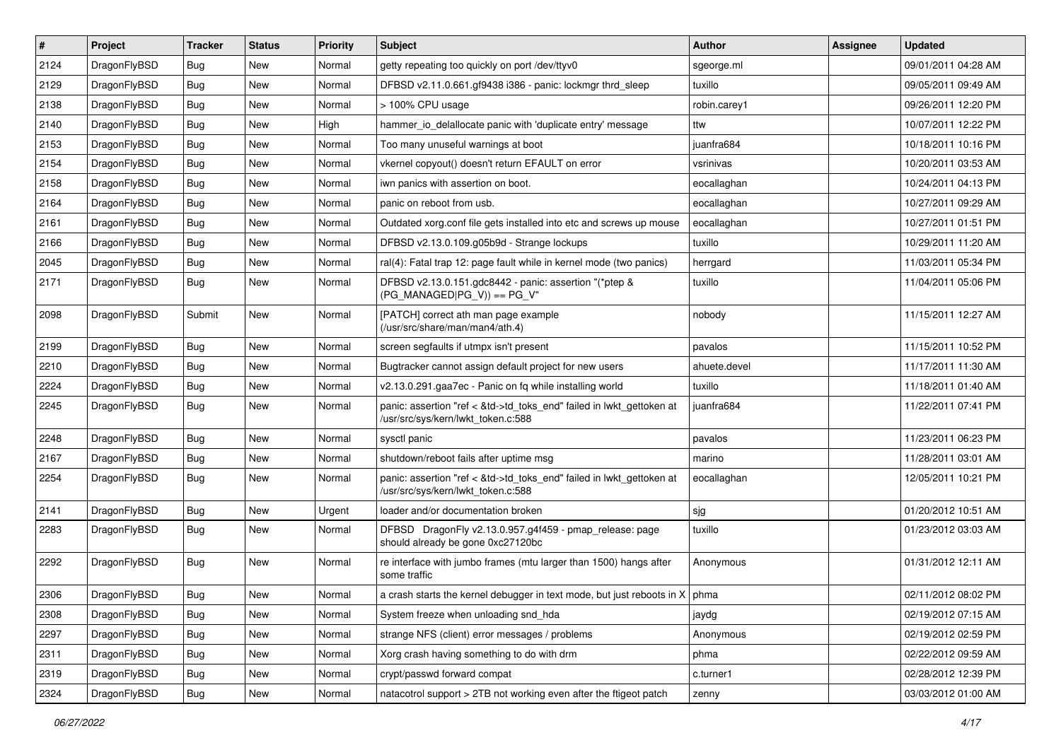| # | Project | Tracker | Status | Priority | Subject | Author | Assignee | Updated |
|---|---|---|---|---|---|---|---|---|
| 2124 | DragonFlyBSD | Bug | New | Normal | getty repeating too quickly on port /dev/ttyv0 | sgeorge.ml | | 09/01/2011 04:28 AM |
| 2129 | DragonFlyBSD | Bug | New | Normal | DFBSD v2.11.0.661.gf9438 i386 - panic: lockmgr thrd_sleep | tuxillo | | 09/05/2011 09:49 AM |
| 2138 | DragonFlyBSD | Bug | New | Normal | > 100% CPU usage | robin.carey1 | | 09/26/2011 12:20 PM |
| 2140 | DragonFlyBSD | Bug | New | High | hammer_io_delallocate panic with 'duplicate entry' message | ttw | | 10/07/2011 12:22 PM |
| 2153 | DragonFlyBSD | Bug | New | Normal | Too many unuseful warnings at boot | juanfra684 | | 10/18/2011 10:16 PM |
| 2154 | DragonFlyBSD | Bug | New | Normal | vkernel copyout() doesn't return EFAULT on error | vsrinivas | | 10/20/2011 03:53 AM |
| 2158 | DragonFlyBSD | Bug | New | Normal | iwn panics with assertion on boot. | eocallaghan | | 10/24/2011 04:13 PM |
| 2164 | DragonFlyBSD | Bug | New | Normal | panic on reboot from usb. | eocallaghan | | 10/27/2011 09:29 AM |
| 2161 | DragonFlyBSD | Bug | New | Normal | Outdated xorg.conf file gets installed into etc and screws up mouse | eocallaghan | | 10/27/2011 01:51 PM |
| 2166 | DragonFlyBSD | Bug | New | Normal | DFBSD v2.13.0.109.g05b9d - Strange lockups | tuxillo | | 10/29/2011 11:20 AM |
| 2045 | DragonFlyBSD | Bug | New | Normal | ral(4): Fatal trap 12: page fault while in kernel mode (two panics) | herrgard | | 11/03/2011 05:34 PM |
| 2171 | DragonFlyBSD | Bug | New | Normal | DFBSD v2.13.0.151.gdc8442 - panic: assertion "(*ptep & (PG_MANAGED\|PG_V)) == PG_V" | tuxillo | | 11/04/2011 05:06 PM |
| 2098 | DragonFlyBSD | Submit | New | Normal | [PATCH] correct ath man page example (/usr/src/share/man/man4/ath.4) | nobody | | 11/15/2011 12:27 AM |
| 2199 | DragonFlyBSD | Bug | New | Normal | screen segfaults if utmpx isn't present | pavalos | | 11/15/2011 10:52 PM |
| 2210 | DragonFlyBSD | Bug | New | Normal | Bugtracker cannot assign default project for new users | ahuete.devel | | 11/17/2011 11:30 AM |
| 2224 | DragonFlyBSD | Bug | New | Normal | v2.13.0.291.gaa7ec - Panic on fq while installing world | tuxillo | | 11/18/2011 01:40 AM |
| 2245 | DragonFlyBSD | Bug | New | Normal | panic: assertion "ref < &td->td_toks_end" failed in lwkt_gettoken at /usr/src/sys/kern/lwkt_token.c:588 | juanfra684 | | 11/22/2011 07:41 PM |
| 2248 | DragonFlyBSD | Bug | New | Normal | sysctl panic | pavalos | | 11/23/2011 06:23 PM |
| 2167 | DragonFlyBSD | Bug | New | Normal | shutdown/reboot fails after uptime msg | marino | | 11/28/2011 03:01 AM |
| 2254 | DragonFlyBSD | Bug | New | Normal | panic: assertion "ref < &td->td_toks_end" failed in lwkt_gettoken at /usr/src/sys/kern/lwkt_token.c:588 | eocallaghan | | 12/05/2011 10:21 PM |
| 2141 | DragonFlyBSD | Bug | New | Urgent | loader and/or documentation broken | sjg | | 01/20/2012 10:51 AM |
| 2283 | DragonFlyBSD | Bug | New | Normal | DFBSD DragonFly v2.13.0.957.g4f459 - pmap_release: page should already be gone 0xc27120bc | tuxillo | | 01/23/2012 03:03 AM |
| 2292 | DragonFlyBSD | Bug | New | Normal | re interface with jumbo frames (mtu larger than 1500) hangs after some traffic | Anonymous | | 01/31/2012 12:11 AM |
| 2306 | DragonFlyBSD | Bug | New | Normal | a crash starts the kernel debugger in text mode, but just reboots in X | phma | | 02/11/2012 08:02 PM |
| 2308 | DragonFlyBSD | Bug | New | Normal | System freeze when unloading snd_hda | jaydg | | 02/19/2012 07:15 AM |
| 2297 | DragonFlyBSD | Bug | New | Normal | strange NFS (client) error messages / problems | Anonymous | | 02/19/2012 02:59 PM |
| 2311 | DragonFlyBSD | Bug | New | Normal | Xorg crash having something to do with drm | phma | | 02/22/2012 09:59 AM |
| 2319 | DragonFlyBSD | Bug | New | Normal | crypt/passwd forward compat | c.turner1 | | 02/28/2012 12:39 PM |
| 2324 | DragonFlyBSD | Bug | New | Normal | natacotrol support > 2TB not working even after the ftigeot patch | zenny | | 03/03/2012 01:00 AM |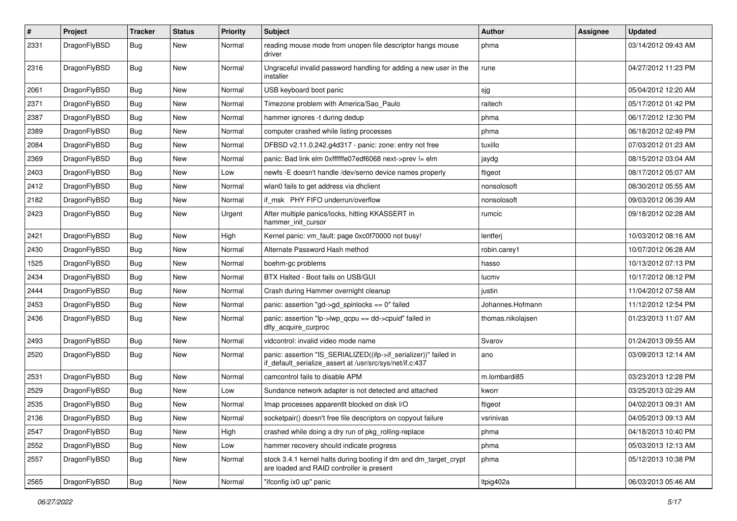| # | Project | Tracker | Status | Priority | Subject | Author | Assignee | Updated |
| --- | --- | --- | --- | --- | --- | --- | --- | --- |
| 2331 | DragonFlyBSD | Bug | New | Normal | reading mouse mode from unopen file descriptor hangs mouse driver | phma | | 03/14/2012 09:43 AM |
| 2316 | DragonFlyBSD | Bug | New | Normal | Ungraceful invalid password handling for adding a new user in the installer | rune | | 04/27/2012 11:23 PM |
| 2061 | DragonFlyBSD | Bug | New | Normal | USB keyboard boot panic | sjg | | 05/04/2012 12:20 AM |
| 2371 | DragonFlyBSD | Bug | New | Normal | Timezone problem with America/Sao_Paulo | raitech | | 05/17/2012 01:42 PM |
| 2387 | DragonFlyBSD | Bug | New | Normal | hammer ignores -t during dedup | phma | | 06/17/2012 12:30 PM |
| 2389 | DragonFlyBSD | Bug | New | Normal | computer crashed while listing processes | phma | | 06/18/2012 02:49 PM |
| 2084 | DragonFlyBSD | Bug | New | Normal | DFBSD v2.11.0.242.g4d317 - panic: zone: entry not free | tuxillo | | 07/03/2012 01:23 AM |
| 2369 | DragonFlyBSD | Bug | New | Normal | panic: Bad link elm 0xffffffe07edf6068 next->prev != elm | jaydg | | 08/15/2012 03:04 AM |
| 2403 | DragonFlyBSD | Bug | New | Low | newfs -E doesn't handle /dev/serno device names properly | ftigeot | | 08/17/2012 05:07 AM |
| 2412 | DragonFlyBSD | Bug | New | Normal | wlan0 fails to get address via dhclient | nonsolosoft | | 08/30/2012 05:55 AM |
| 2182 | DragonFlyBSD | Bug | New | Normal | if_msk PHY FIFO underrun/overflow | nonsolosoft | | 09/03/2012 06:39 AM |
| 2423 | DragonFlyBSD | Bug | New | Urgent | After multiple panics/locks, hitting KKASSERT in hammer_init_cursor | rumcic | | 09/18/2012 02:28 AM |
| 2421 | DragonFlyBSD | Bug | New | High | Kernel panic: vm_fault: page 0xc0f70000 not busy! | lentferj | | 10/03/2012 08:16 AM |
| 2430 | DragonFlyBSD | Bug | New | Normal | Alternate Password Hash method | robin.carey1 | | 10/07/2012 06:28 AM |
| 1525 | DragonFlyBSD | Bug | New | Normal | boehm-gc problems | hasso | | 10/13/2012 07:13 PM |
| 2434 | DragonFlyBSD | Bug | New | Normal | BTX Halted - Boot fails on USB/GUI | lucmv | | 10/17/2012 08:12 PM |
| 2444 | DragonFlyBSD | Bug | New | Normal | Crash during Hammer overnight cleanup | justin | | 11/04/2012 07:58 AM |
| 2453 | DragonFlyBSD | Bug | New | Normal | panic: assertion "gd->gd_spinlocks == 0" failed | Johannes.Hofmann | | 11/12/2012 12:54 PM |
| 2436 | DragonFlyBSD | Bug | New | Normal | panic: assertion "lp->lwp_qcpu == dd->cpuid" failed in dfly_acquire_curproc | thomas.nikolajsen | | 01/23/2013 11:07 AM |
| 2493 | DragonFlyBSD | Bug | New | Normal | vidcontrol: invalid video mode name | Svarov | | 01/24/2013 09:55 AM |
| 2520 | DragonFlyBSD | Bug | New | Normal | panic: assertion "IS_SERIALIZED((ifp->if_serializer))" failed in if_default_serialize_assert at /usr/src/sys/net/if.c:437 | ano | | 03/09/2013 12:14 AM |
| 2531 | DragonFlyBSD | Bug | New | Normal | camcontrol fails to disable APM | m.lombardi85 | | 03/23/2013 12:28 PM |
| 2529 | DragonFlyBSD | Bug | New | Low | Sundance network adapter is not detected and attached | kworr | | 03/25/2013 02:29 AM |
| 2535 | DragonFlyBSD | Bug | New | Normal | Imap processes apparentlt blocked on disk I/O | ftigeot | | 04/02/2013 09:31 AM |
| 2136 | DragonFlyBSD | Bug | New | Normal | socketpair() doesn't free file descriptors on copyout failure | vsrinivas | | 04/05/2013 09:13 AM |
| 2547 | DragonFlyBSD | Bug | New | High | crashed while doing a dry run of pkg_rolling-replace | phma | | 04/18/2013 10:40 PM |
| 2552 | DragonFlyBSD | Bug | New | Low | hammer recovery should indicate progress | phma | | 05/03/2013 12:13 AM |
| 2557 | DragonFlyBSD | Bug | New | Normal | stock 3.4.1 kernel halts during booting if dm and dm_target_crypt are loaded and RAID controller is present | phma | | 05/12/2013 10:38 PM |
| 2565 | DragonFlyBSD | Bug | New | Normal | "ifconfig ix0 up" panic | ltpig402a | | 06/03/2013 05:46 AM |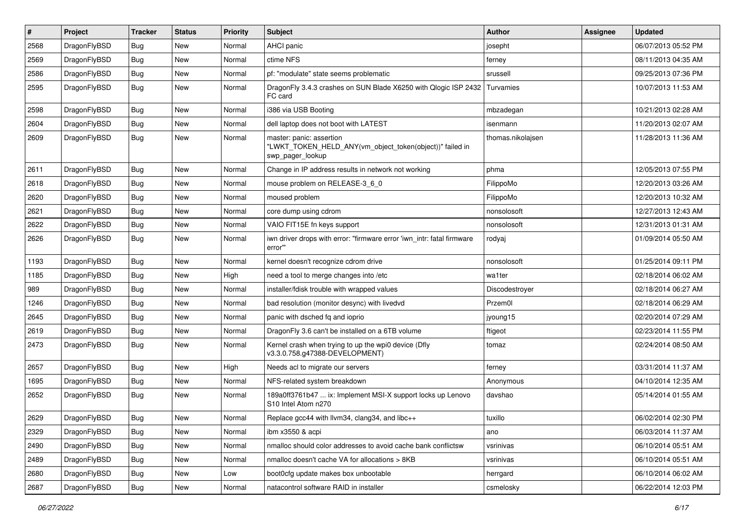| # | Project | Tracker | Status | Priority | Subject | Author | Assignee | Updated |
|---|---|---|---|---|---|---|---|---|
| 2568 | DragonFlyBSD | Bug | New | Normal | AHCI panic | josepht | | 06/07/2013 05:52 PM |
| 2569 | DragonFlyBSD | Bug | New | Normal | ctime NFS | ferney | | 08/11/2013 04:35 AM |
| 2586 | DragonFlyBSD | Bug | New | Normal | pf: "modulate" state seems problematic | srussell | | 09/25/2013 07:36 PM |
| 2595 | DragonFlyBSD | Bug | New | Normal | DragonFly 3.4.3 crashes on SUN Blade X6250 with Qlogic ISP 2432 FC card | Turvamies | | 10/07/2013 11:53 AM |
| 2598 | DragonFlyBSD | Bug | New | Normal | i386 via USB Booting | mbzadegan | | 10/21/2013 02:28 AM |
| 2604 | DragonFlyBSD | Bug | New | Normal | dell laptop does not boot with LATEST | isenmann | | 11/20/2013 02:07 AM |
| 2609 | DragonFlyBSD | Bug | New | Normal | master: panic: assertion "LWKT_TOKEN_HELD_ANY(vm_object_token(object))" failed in swp_pager_lookup | thomas.nikolajsen | | 11/28/2013 11:36 AM |
| 2611 | DragonFlyBSD | Bug | New | Normal | Change in IP address results in network not working | phma | | 12/05/2013 07:55 PM |
| 2618 | DragonFlyBSD | Bug | New | Normal | mouse problem on RELEASE-3_6_0 | FilippoMo | | 12/20/2013 03:26 AM |
| 2620 | DragonFlyBSD | Bug | New | Normal | moused problem | FilippoMo | | 12/20/2013 10:32 AM |
| 2621 | DragonFlyBSD | Bug | New | Normal | core dump using cdrom | nonsolosoft | | 12/27/2013 12:43 AM |
| 2622 | DragonFlyBSD | Bug | New | Normal | VAIO FIT15E fn keys support | nonsolosoft | | 12/31/2013 01:31 AM |
| 2626 | DragonFlyBSD | Bug | New | Normal | iwn driver drops with error: "firmware error 'iwn_intr: fatal firmware error'" | rodyaj | | 01/09/2014 05:50 AM |
| 1193 | DragonFlyBSD | Bug | New | Normal | kernel doesn't recognize cdrom drive | nonsolosoft | | 01/25/2014 09:11 PM |
| 1185 | DragonFlyBSD | Bug | New | High | need a tool to merge changes into /etc | wa1ter | | 02/18/2014 06:02 AM |
| 989 | DragonFlyBSD | Bug | New | Normal | installer/fdisk trouble with wrapped values | Discodestroyer | | 02/18/2014 06:27 AM |
| 1246 | DragonFlyBSD | Bug | New | Normal | bad resolution (monitor desync) with livedvd | Przem0l | | 02/18/2014 06:29 AM |
| 2645 | DragonFlyBSD | Bug | New | Normal | panic with dsched fq and ioprio | jyoung15 | | 02/20/2014 07:29 AM |
| 2619 | DragonFlyBSD | Bug | New | Normal | DragonFly 3.6 can't be installed on a 6TB volume | ftigeot | | 02/23/2014 11:55 PM |
| 2473 | DragonFlyBSD | Bug | New | Normal | Kernel crash when trying to up the wpi0 device (Dfly v3.3.0.758.g47388-DEVELOPMENT) | tomaz | | 02/24/2014 08:50 AM |
| 2657 | DragonFlyBSD | Bug | New | High | Needs acl to migrate our servers | ferney | | 03/31/2014 11:37 AM |
| 1695 | DragonFlyBSD | Bug | New | Normal | NFS-related system breakdown | Anonymous | | 04/10/2014 12:35 AM |
| 2652 | DragonFlyBSD | Bug | New | Normal | 189a0ff3761b47 ... ix: Implement MSI-X support locks up Lenovo S10 Intel Atom n270 | davshao | | 05/14/2014 01:55 AM |
| 2629 | DragonFlyBSD | Bug | New | Normal | Replace gcc44 with llvm34, clang34, and libc++ | tuxillo | | 06/02/2014 02:30 PM |
| 2329 | DragonFlyBSD | Bug | New | Normal | ibm x3550 & acpi | ano | | 06/03/2014 11:37 AM |
| 2490 | DragonFlyBSD | Bug | New | Normal | nmalloc should color addresses to avoid cache bank conflictsw | vsrinivas | | 06/10/2014 05:51 AM |
| 2489 | DragonFlyBSD | Bug | New | Normal | nmalloc doesn't cache VA for allocations > 8KB | vsrinivas | | 06/10/2014 05:51 AM |
| 2680 | DragonFlyBSD | Bug | New | Low | boot0cfg update makes box unbootable | herrgard | | 06/10/2014 06:02 AM |
| 2687 | DragonFlyBSD | Bug | New | Normal | natacontrol software RAID in installer | csmelosky | | 06/22/2014 12:03 PM |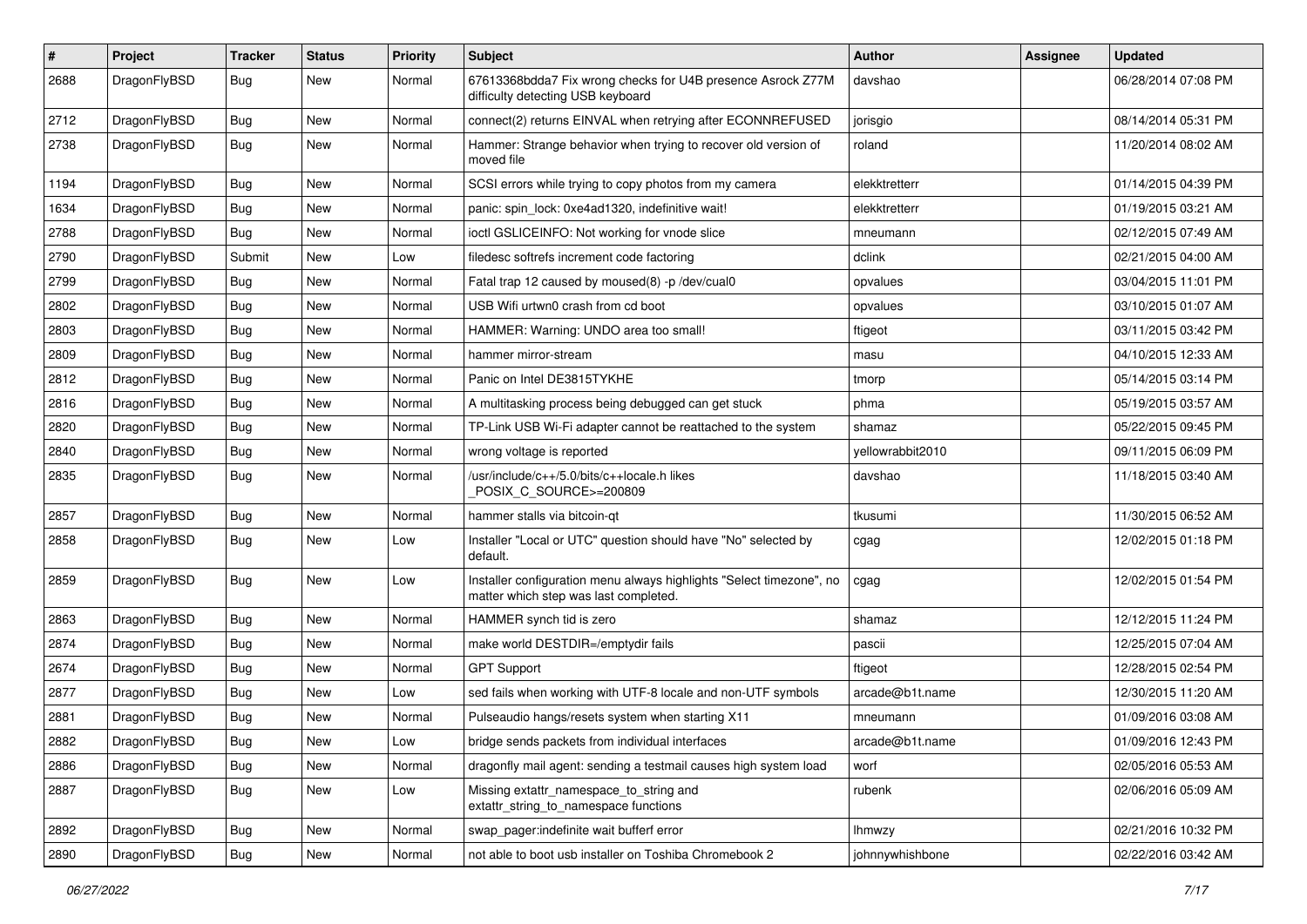| # | Project | Tracker | Status | Priority | Subject | Author | Assignee | Updated |
|---|---|---|---|---|---|---|---|---|
| 2688 | DragonFlyBSD | Bug | New | Normal | 67613368bdda7 Fix wrong checks for U4B presence Asrock Z77M difficulty detecting USB keyboard | davshao | | 06/28/2014 07:08 PM |
| 2712 | DragonFlyBSD | Bug | New | Normal | connect(2) returns EINVAL when retrying after ECONNREFUSED | jorisgio | | 08/14/2014 05:31 PM |
| 2738 | DragonFlyBSD | Bug | New | Normal | Hammer: Strange behavior when trying to recover old version of moved file | roland | | 11/20/2014 08:02 AM |
| 1194 | DragonFlyBSD | Bug | New | Normal | SCSI errors while trying to copy photos from my camera | elekktretterr | | 01/14/2015 04:39 PM |
| 1634 | DragonFlyBSD | Bug | New | Normal | panic: spin_lock: 0xe4ad1320, indefinitive wait! | elekktretterr | | 01/19/2015 03:21 AM |
| 2788 | DragonFlyBSD | Bug | New | Normal | ioctl GSLICEINFO: Not working for vnode slice | mneumann | | 02/12/2015 07:49 AM |
| 2790 | DragonFlyBSD | Submit | New | Low | filedesc softrefs increment code factoring | dclink | | 02/21/2015 04:00 AM |
| 2799 | DragonFlyBSD | Bug | New | Normal | Fatal trap 12 caused by moused(8) -p /dev/cual0 | opvalues | | 03/04/2015 11:01 PM |
| 2802 | DragonFlyBSD | Bug | New | Normal | USB Wifi urtwn0 crash from cd boot | opvalues | | 03/10/2015 01:07 AM |
| 2803 | DragonFlyBSD | Bug | New | Normal | HAMMER: Warning: UNDO area too small! | ftigeot | | 03/11/2015 03:42 PM |
| 2809 | DragonFlyBSD | Bug | New | Normal | hammer mirror-stream | masu | | 04/10/2015 12:33 AM |
| 2812 | DragonFlyBSD | Bug | New | Normal | Panic on Intel DE3815TYKHE | tmorp | | 05/14/2015 03:14 PM |
| 2816 | DragonFlyBSD | Bug | New | Normal | A multitasking process being debugged can get stuck | phma | | 05/19/2015 03:57 AM |
| 2820 | DragonFlyBSD | Bug | New | Normal | TP-Link USB Wi-Fi adapter cannot be reattached to the system | shamaz | | 05/22/2015 09:45 PM |
| 2840 | DragonFlyBSD | Bug | New | Normal | wrong voltage is reported | yellowrabbit2010 | | 09/11/2015 06:09 PM |
| 2835 | DragonFlyBSD | Bug | New | Normal | /usr/include/c++/5.0/bits/c++locale.h likes _POSIX_C_SOURCE>=200809 | davshao | | 11/18/2015 03:40 AM |
| 2857 | DragonFlyBSD | Bug | New | Normal | hammer stalls via bitcoin-qt | tkusumi | | 11/30/2015 06:52 AM |
| 2858 | DragonFlyBSD | Bug | New | Low | Installer "Local or UTC" question should have "No" selected by default. | cgag | | 12/02/2015 01:18 PM |
| 2859 | DragonFlyBSD | Bug | New | Low | Installer configuration menu always highlights "Select timezone", no matter which step was last completed. | cgag | | 12/02/2015 01:54 PM |
| 2863 | DragonFlyBSD | Bug | New | Normal | HAMMER synch tid is zero | shamaz | | 12/12/2015 11:24 PM |
| 2874 | DragonFlyBSD | Bug | New | Normal | make world DESTDIR=/emptydir fails | pascii | | 12/25/2015 07:04 AM |
| 2674 | DragonFlyBSD | Bug | New | Normal | GPT Support | ftigeot | | 12/28/2015 02:54 PM |
| 2877 | DragonFlyBSD | Bug | New | Low | sed fails when working with UTF-8 locale and non-UTF symbols | arcade@b1t.name | | 12/30/2015 11:20 AM |
| 2881 | DragonFlyBSD | Bug | New | Normal | Pulseaudio hangs/resets system when starting X11 | mneumann | | 01/09/2016 03:08 AM |
| 2882 | DragonFlyBSD | Bug | New | Low | bridge sends packets from individual interfaces | arcade@b1t.name | | 01/09/2016 12:43 PM |
| 2886 | DragonFlyBSD | Bug | New | Normal | dragonfly mail agent: sending a testmail causes high system load | worf | | 02/05/2016 05:53 AM |
| 2887 | DragonFlyBSD | Bug | New | Low | Missing extattr_namespace_to_string and extattr_string_to_namespace functions | rubenk | | 02/06/2016 05:09 AM |
| 2892 | DragonFlyBSD | Bug | New | Normal | swap_pager:indefinite wait bufferf error | lhmwzy | | 02/21/2016 10:32 PM |
| 2890 | DragonFlyBSD | Bug | New | Normal | not able to boot usb installer on Toshiba Chromebook 2 | johnnywhishbone | | 02/22/2016 03:42 AM |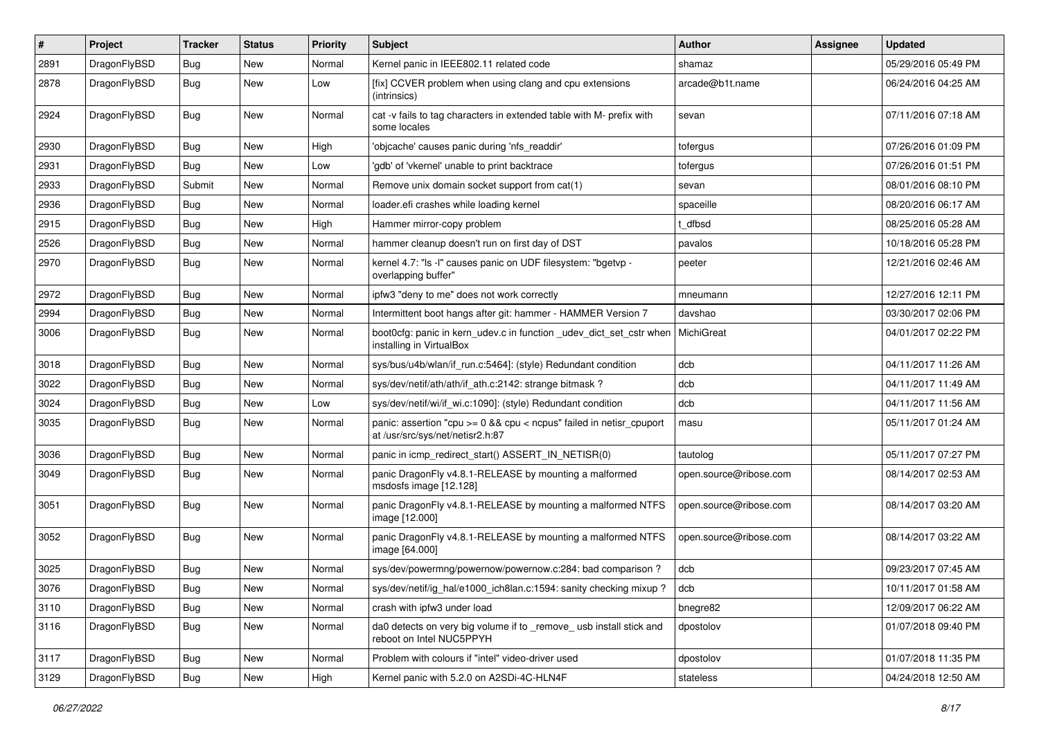| # | Project | Tracker | Status | Priority | Subject | Author | Assignee | Updated |
|---|---|---|---|---|---|---|---|---|
| 2891 | DragonFlyBSD | Bug | New | Normal | Kernel panic in IEEE802.11 related code | shamaz | | 05/29/2016 05:49 PM |
| 2878 | DragonFlyBSD | Bug | New | Low | [fix] CCVER problem when using clang and cpu extensions (intrinsics) | arcade@b1t.name | | 06/24/2016 04:25 AM |
| 2924 | DragonFlyBSD | Bug | New | Normal | cat -v fails to tag characters in extended table with M- prefix with some locales | sevan | | 07/11/2016 07:18 AM |
| 2930 | DragonFlyBSD | Bug | New | High | 'objcache' causes panic during 'nfs_readdir' | tofergus | | 07/26/2016 01:09 PM |
| 2931 | DragonFlyBSD | Bug | New | Low | 'gdb' of 'vkernel' unable to print backtrace | tofergus | | 07/26/2016 01:51 PM |
| 2933 | DragonFlyBSD | Submit | New | Normal | Remove unix domain socket support from cat(1) | sevan | | 08/01/2016 08:10 PM |
| 2936 | DragonFlyBSD | Bug | New | Normal | loader.efi crashes while loading kernel | spaceille | | 08/20/2016 06:17 AM |
| 2915 | DragonFlyBSD | Bug | New | High | Hammer mirror-copy problem | t_dfbsd | | 08/25/2016 05:28 AM |
| 2526 | DragonFlyBSD | Bug | New | Normal | hammer cleanup doesn't run on first day of DST | pavalos | | 10/18/2016 05:28 PM |
| 2970 | DragonFlyBSD | Bug | New | Normal | kernel 4.7: "ls -l" causes panic on UDF filesystem: "bgetvp - overlapping buffer" | peeter | | 12/21/2016 02:46 AM |
| 2972 | DragonFlyBSD | Bug | New | Normal | ipfw3 "deny to me" does not work correctly | mneumann | | 12/27/2016 12:11 PM |
| 2994 | DragonFlyBSD | Bug | New | Normal | Intermittent boot hangs after git: hammer - HAMMER Version 7 | davshao | | 03/30/2017 02:06 PM |
| 3006 | DragonFlyBSD | Bug | New | Normal | boot0cfg: panic in kern_udev.c in function _udev_dict_set_cstr when installing in VirtualBox | MichiGreat | | 04/01/2017 02:22 PM |
| 3018 | DragonFlyBSD | Bug | New | Normal | sys/bus/u4b/wlan/if_run.c:5464]: (style) Redundant condition | dcb | | 04/11/2017 11:26 AM |
| 3022 | DragonFlyBSD | Bug | New | Normal | sys/dev/netif/ath/ath/if_ath.c:2142: strange bitmask ? | dcb | | 04/11/2017 11:49 AM |
| 3024 | DragonFlyBSD | Bug | New | Low | sys/dev/netif/wi/if_wi.c:1090]: (style) Redundant condition | dcb | | 04/11/2017 11:56 AM |
| 3035 | DragonFlyBSD | Bug | New | Normal | panic: assertion "cpu >= 0 && cpu < ncpus" failed in netisr_cpuport at /usr/src/sys/net/netisr2.h:87 | masu | | 05/11/2017 01:24 AM |
| 3036 | DragonFlyBSD | Bug | New | Normal | panic in icmp_redirect_start() ASSERT_IN_NETISR(0) | tautolog | | 05/11/2017 07:27 PM |
| 3049 | DragonFlyBSD | Bug | New | Normal | panic DragonFly v4.8.1-RELEASE by mounting a malformed msdosfs image [12.128] | open.source@ribose.com | | 08/14/2017 02:53 AM |
| 3051 | DragonFlyBSD | Bug | New | Normal | panic DragonFly v4.8.1-RELEASE by mounting a malformed NTFS image [12.000] | open.source@ribose.com | | 08/14/2017 03:20 AM |
| 3052 | DragonFlyBSD | Bug | New | Normal | panic DragonFly v4.8.1-RELEASE by mounting a malformed NTFS image [64.000] | open.source@ribose.com | | 08/14/2017 03:22 AM |
| 3025 | DragonFlyBSD | Bug | New | Normal | sys/dev/powermng/powernow/powernow.c:284: bad comparison ? | dcb | | 09/23/2017 07:45 AM |
| 3076 | DragonFlyBSD | Bug | New | Normal | sys/dev/netif/ig_hal/e1000_ich8lan.c:1594: sanity checking mixup ? | dcb | | 10/11/2017 01:58 AM |
| 3110 | DragonFlyBSD | Bug | New | Normal | crash with ipfw3 under load | bnegre82 | | 12/09/2017 06:22 AM |
| 3116 | DragonFlyBSD | Bug | New | Normal | da0 detects on very big volume if to _remove_ usb install stick and reboot on Intel NUC5PPYH | dpostolov | | 01/07/2018 09:40 PM |
| 3117 | DragonFlyBSD | Bug | New | Normal | Problem with colours if "intel" video-driver used | dpostolov | | 01/07/2018 11:35 PM |
| 3129 | DragonFlyBSD | Bug | New | High | Kernel panic with 5.2.0 on A2SDi-4C-HLN4F | stateless | | 04/24/2018 12:50 AM |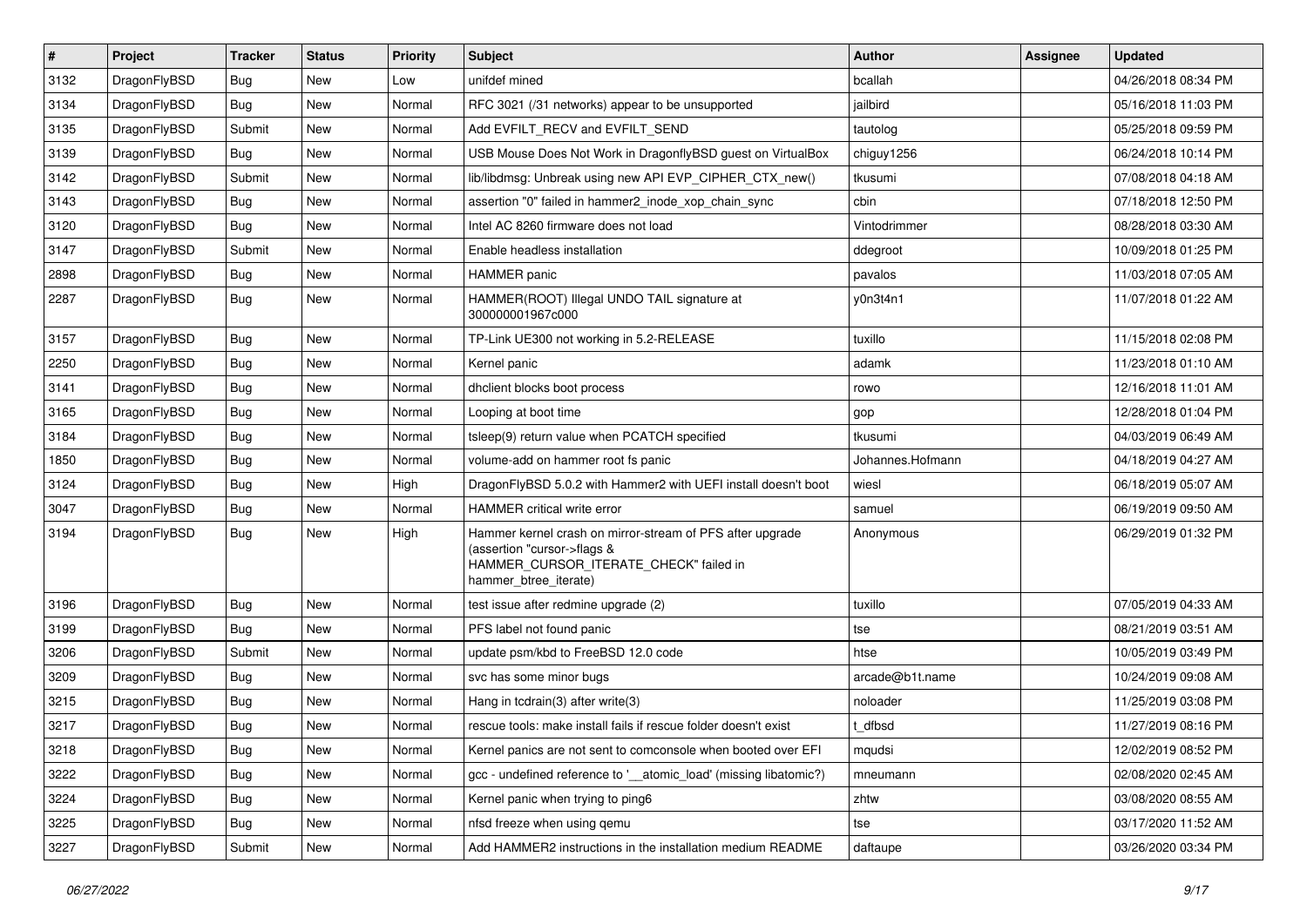| # | Project | Tracker | Status | Priority | Subject | Author | Assignee | Updated |
|---|---|---|---|---|---|---|---|---|
| 3132 | DragonFlyBSD | Bug | New | Low | unifdef mined | bcallah | | 04/26/2018 08:34 PM |
| 3134 | DragonFlyBSD | Bug | New | Normal | RFC 3021 (/31 networks) appear to be unsupported | jailbird | | 05/16/2018 11:03 PM |
| 3135 | DragonFlyBSD | Submit | New | Normal | Add EVFILT_RECV and EVFILT_SEND | tautolog | | 05/25/2018 09:59 PM |
| 3139 | DragonFlyBSD | Bug | New | Normal | USB Mouse Does Not Work in DragonflyBSD guest on VirtualBox | chiguy1256 | | 06/24/2018 10:14 PM |
| 3142 | DragonFlyBSD | Submit | New | Normal | lib/libdmsg: Unbreak using new API EVP_CIPHER_CTX_new() | tkusumi | | 07/08/2018 04:18 AM |
| 3143 | DragonFlyBSD | Bug | New | Normal | assertion "0" failed in hammer2_inode_xop_chain_sync | cbin | | 07/18/2018 12:50 PM |
| 3120 | DragonFlyBSD | Bug | New | Normal | Intel AC 8260 firmware does not load | Vintodrimmer | | 08/28/2018 03:30 AM |
| 3147 | DragonFlyBSD | Submit | New | Normal | Enable headless installation | ddegroot | | 10/09/2018 01:25 PM |
| 2898 | DragonFlyBSD | Bug | New | Normal | HAMMER panic | pavalos | | 11/03/2018 07:05 AM |
| 2287 | DragonFlyBSD | Bug | New | Normal | HAMMER(ROOT) Illegal UNDO TAIL signature at 300000001967c000 | y0n3t4n1 | | 11/07/2018 01:22 AM |
| 3157 | DragonFlyBSD | Bug | New | Normal | TP-Link UE300 not working in 5.2-RELEASE | tuxillo | | 11/15/2018 02:08 PM |
| 2250 | DragonFlyBSD | Bug | New | Normal | Kernel panic | adamk | | 11/23/2018 01:10 AM |
| 3141 | DragonFlyBSD | Bug | New | Normal | dhclient blocks boot process | rowo | | 12/16/2018 11:01 AM |
| 3165 | DragonFlyBSD | Bug | New | Normal | Looping at boot time | gop | | 12/28/2018 01:04 PM |
| 3184 | DragonFlyBSD | Bug | New | Normal | tsleep(9) return value when PCATCH specified | tkusumi | | 04/03/2019 06:49 AM |
| 1850 | DragonFlyBSD | Bug | New | Normal | volume-add on hammer root fs panic | Johannes.Hofmann | | 04/18/2019 04:27 AM |
| 3124 | DragonFlyBSD | Bug | New | High | DragonFlyBSD 5.0.2 with Hammer2 with UEFI install doesn't boot | wiesl | | 06/18/2019 05:07 AM |
| 3047 | DragonFlyBSD | Bug | New | Normal | HAMMER critical write error | samuel | | 06/19/2019 09:50 AM |
| 3194 | DragonFlyBSD | Bug | New | High | Hammer kernel crash on mirror-stream of PFS after upgrade (assertion "cursor->flags & HAMMER_CURSOR_ITERATE_CHECK" failed in hammer_btree_iterate) | Anonymous | | 06/29/2019 01:32 PM |
| 3196 | DragonFlyBSD | Bug | New | Normal | test issue after redmine upgrade (2) | tuxillo | | 07/05/2019 04:33 AM |
| 3199 | DragonFlyBSD | Bug | New | Normal | PFS label not found panic | tse | | 08/21/2019 03:51 AM |
| 3206 | DragonFlyBSD | Submit | New | Normal | update psm/kbd to FreeBSD 12.0 code | htse | | 10/05/2019 03:49 PM |
| 3209 | DragonFlyBSD | Bug | New | Normal | svc has some minor bugs | arcade@b1t.name | | 10/24/2019 09:08 AM |
| 3215 | DragonFlyBSD | Bug | New | Normal | Hang in tcdrain(3) after write(3) | noloader | | 11/25/2019 03:08 PM |
| 3217 | DragonFlyBSD | Bug | New | Normal | rescue tools: make install fails if rescue folder doesn't exist | t_dfbsd | | 11/27/2019 08:16 PM |
| 3218 | DragonFlyBSD | Bug | New | Normal | Kernel panics are not sent to comconsole when booted over EFI | mqudsi | | 12/02/2019 08:52 PM |
| 3222 | DragonFlyBSD | Bug | New | Normal | gcc - undefined reference to '__atomic_load' (missing libatomic?) | mneumann | | 02/08/2020 02:45 AM |
| 3224 | DragonFlyBSD | Bug | New | Normal | Kernel panic when trying to ping6 | zhtw | | 03/08/2020 08:55 AM |
| 3225 | DragonFlyBSD | Bug | New | Normal | nfsd freeze when using qemu | tse | | 03/17/2020 11:52 AM |
| 3227 | DragonFlyBSD | Submit | New | Normal | Add HAMMER2 instructions in the installation medium README | daftaupe | | 03/26/2020 03:34 PM |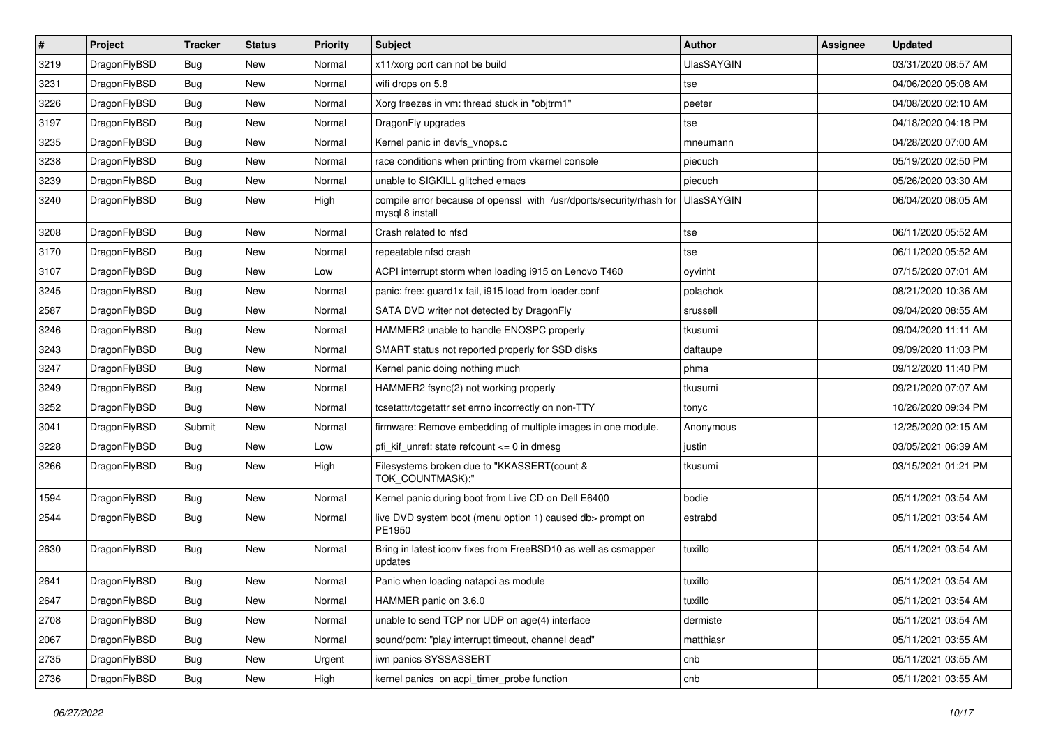| # | Project | Tracker | Status | Priority | Subject | Author | Assignee | Updated |
|---|---|---|---|---|---|---|---|---|
| 3219 | DragonFlyBSD | Bug | New | Normal | x11/xorg port can not be build | UlasSAYGIN | | 03/31/2020 08:57 AM |
| 3231 | DragonFlyBSD | Bug | New | Normal | wifi drops on 5.8 | tse | | 04/06/2020 05:08 AM |
| 3226 | DragonFlyBSD | Bug | New | Normal | Xorg freezes in vm: thread stuck in "objtrm1" | peeter | | 04/08/2020 02:10 AM |
| 3197 | DragonFlyBSD | Bug | New | Normal | DragonFly upgrades | tse | | 04/18/2020 04:18 PM |
| 3235 | DragonFlyBSD | Bug | New | Normal | Kernel panic in devfs_vnops.c | mneumann | | 04/28/2020 07:00 AM |
| 3238 | DragonFlyBSD | Bug | New | Normal | race conditions when printing from vkernel console | piecuch | | 05/19/2020 02:50 PM |
| 3239 | DragonFlyBSD | Bug | New | Normal | unable to SIGKILL glitched emacs | piecuch | | 05/26/2020 03:30 AM |
| 3240 | DragonFlyBSD | Bug | New | High | compile error because of openssl with /usr/dports/security/rhash for mysql 8 install | UlasSAYGIN | | 06/04/2020 08:05 AM |
| 3208 | DragonFlyBSD | Bug | New | Normal | Crash related to nfsd | tse | | 06/11/2020 05:52 AM |
| 3170 | DragonFlyBSD | Bug | New | Normal | repeatable nfsd crash | tse | | 06/11/2020 05:52 AM |
| 3107 | DragonFlyBSD | Bug | New | Low | ACPI interrupt storm when loading i915 on Lenovo T460 | oyvinht | | 07/15/2020 07:01 AM |
| 3245 | DragonFlyBSD | Bug | New | Normal | panic: free: guard1x fail, i915 load from loader.conf | polachok | | 08/21/2020 10:36 AM |
| 2587 | DragonFlyBSD | Bug | New | Normal | SATA DVD writer not detected by DragonFly | srussell | | 09/04/2020 08:55 AM |
| 3246 | DragonFlyBSD | Bug | New | Normal | HAMMER2 unable to handle ENOSPC properly | tkusumi | | 09/04/2020 11:11 AM |
| 3243 | DragonFlyBSD | Bug | New | Normal | SMART status not reported properly for SSD disks | daftaupe | | 09/09/2020 11:03 PM |
| 3247 | DragonFlyBSD | Bug | New | Normal | Kernel panic doing nothing much | phma | | 09/12/2020 11:40 PM |
| 3249 | DragonFlyBSD | Bug | New | Normal | HAMMER2 fsync(2) not working properly | tkusumi | | 09/21/2020 07:07 AM |
| 3252 | DragonFlyBSD | Bug | New | Normal | tcsetattr/tcgetattr set errno incorrectly on non-TTY | tonyc | | 10/26/2020 09:34 PM |
| 3041 | DragonFlyBSD | Submit | New | Normal | firmware: Remove embedding of multiple images in one module. | Anonymous | | 12/25/2020 02:15 AM |
| 3228 | DragonFlyBSD | Bug | New | Low | pfi_kif_unref: state refcount <= 0 in dmesg | justin | | 03/05/2021 06:39 AM |
| 3266 | DragonFlyBSD | Bug | New | High | Filesystems broken due to "KKASSERT(count & TOK_COUNTMASK);" | tkusumi | | 03/15/2021 01:21 PM |
| 1594 | DragonFlyBSD | Bug | New | Normal | Kernel panic during boot from Live CD on Dell E6400 | bodie | | 05/11/2021 03:54 AM |
| 2544 | DragonFlyBSD | Bug | New | Normal | live DVD system boot (menu option 1) caused db> prompt on PE1950 | estrabd | | 05/11/2021 03:54 AM |
| 2630 | DragonFlyBSD | Bug | New | Normal | Bring in latest iconv fixes from FreeBSD10 as well as csmapper updates | tuxillo | | 05/11/2021 03:54 AM |
| 2641 | DragonFlyBSD | Bug | New | Normal | Panic when loading natapci as module | tuxillo | | 05/11/2021 03:54 AM |
| 2647 | DragonFlyBSD | Bug | New | Normal | HAMMER panic on 3.6.0 | tuxillo | | 05/11/2021 03:54 AM |
| 2708 | DragonFlyBSD | Bug | New | Normal | unable to send TCP nor UDP on age(4) interface | dermiste | | 05/11/2021 03:54 AM |
| 2067 | DragonFlyBSD | Bug | New | Normal | sound/pcm: "play interrupt timeout, channel dead" | matthiasr | | 05/11/2021 03:55 AM |
| 2735 | DragonFlyBSD | Bug | New | Urgent | iwn panics SYSSASSERT | cnb | | 05/11/2021 03:55 AM |
| 2736 | DragonFlyBSD | Bug | New | High | kernel panics on acpi_timer_probe function | cnb | | 05/11/2021 03:55 AM |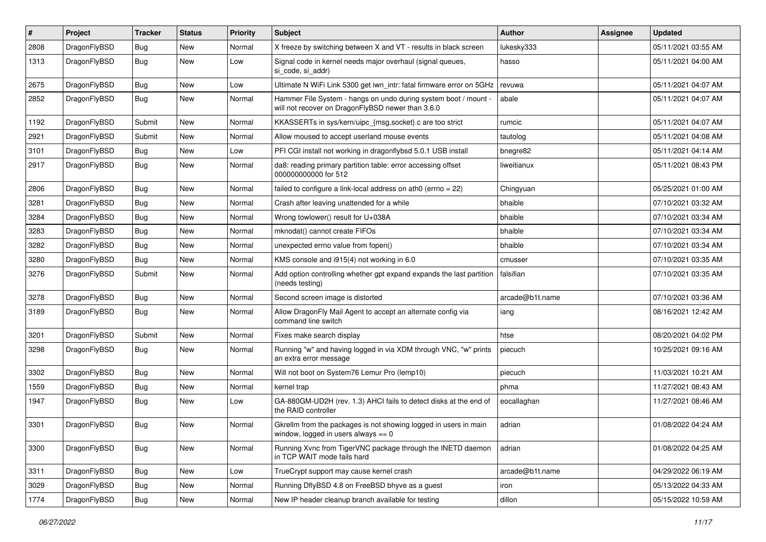| # | Project | Tracker | Status | Priority | Subject | Author | Assignee | Updated |
|---|---|---|---|---|---|---|---|---|
| 2808 | DragonFlyBSD | Bug | New | Normal | X freeze by switching between X and VT - results in black screen | lukesky333 | | 05/11/2021 03:55 AM |
| 1313 | DragonFlyBSD | Bug | New | Low | Signal code in kernel needs major overhaul (signal queues, si_code, si_addr) | hasso | | 05/11/2021 04:00 AM |
| 2675 | DragonFlyBSD | Bug | New | Low | Ultimate N WiFi Link 5300 get iwn_intr: fatal firmware error on 5GHz | revuwa | | 05/11/2021 04:07 AM |
| 2852 | DragonFlyBSD | Bug | New | Normal | Hammer File System - hangs on undo during system boot / mount - will not recover on DragonFlyBSD newer than 3.6.0 | abale | | 05/11/2021 04:07 AM |
| 1192 | DragonFlyBSD | Submit | New | Normal | KKASSERTs in sys/kern/uipc_{msg,socket}.c are too strict | rumcic | | 05/11/2021 04:07 AM |
| 2921 | DragonFlyBSD | Submit | New | Normal | Allow moused to accept userland mouse events | tautolog | | 05/11/2021 04:08 AM |
| 3101 | DragonFlyBSD | Bug | New | Low | PFI CGI install not working in dragonflybsd 5.0.1 USB install | bnegre82 | | 05/11/2021 04:14 AM |
| 2917 | DragonFlyBSD | Bug | New | Normal | da8: reading primary partition table: error accessing offset 000000000000 for 512 | liweitianux | | 05/11/2021 08:43 PM |
| 2806 | DragonFlyBSD | Bug | New | Normal | failed to configure a link-local address on ath0 (errno = 22) | Chingyuan | | 05/25/2021 01:00 AM |
| 3281 | DragonFlyBSD | Bug | New | Normal | Crash after leaving unattended for a while | bhaible | | 07/10/2021 03:32 AM |
| 3284 | DragonFlyBSD | Bug | New | Normal | Wrong towlower() result for U+038A | bhaible | | 07/10/2021 03:34 AM |
| 3283 | DragonFlyBSD | Bug | New | Normal | mknodat() cannot create FIFOs | bhaible | | 07/10/2021 03:34 AM |
| 3282 | DragonFlyBSD | Bug | New | Normal | unexpected errno value from fopen() | bhaible | | 07/10/2021 03:34 AM |
| 3280 | DragonFlyBSD | Bug | New | Normal | KMS console and i915(4) not working in 6.0 | cmusser | | 07/10/2021 03:35 AM |
| 3276 | DragonFlyBSD | Submit | New | Normal | Add option controlling whether gpt expand expands the last partition (needs testing) | falsifian | | 07/10/2021 03:35 AM |
| 3278 | DragonFlyBSD | Bug | New | Normal | Second screen image is distorted | arcade@b1t.name | | 07/10/2021 03:36 AM |
| 3189 | DragonFlyBSD | Bug | New | Normal | Allow DragonFly Mail Agent to accept an alternate config via command line switch | iang | | 08/16/2021 12:42 AM |
| 3201 | DragonFlyBSD | Submit | New | Normal | Fixes make search display | htse | | 08/20/2021 04:02 PM |
| 3298 | DragonFlyBSD | Bug | New | Normal | Running "w" and having logged in via XDM through VNC, "w" prints an extra error message | piecuch | | 10/25/2021 09:16 AM |
| 3302 | DragonFlyBSD | Bug | New | Normal | Will not boot on System76 Lemur Pro (lemp10) | piecuch | | 11/03/2021 10:21 AM |
| 1559 | DragonFlyBSD | Bug | New | Normal | kernel trap | phma | | 11/27/2021 08:43 AM |
| 1947 | DragonFlyBSD | Bug | New | Low | GA-880GM-UD2H (rev. 1.3) AHCI fails to detect disks at the end of the RAID controller | eocallaghan | | 11/27/2021 08:46 AM |
| 3301 | DragonFlyBSD | Bug | New | Normal | Gkrellm from the packages is not showing logged in users in main window, logged in users always == 0 | adrian | | 01/08/2022 04:24 AM |
| 3300 | DragonFlyBSD | Bug | New | Normal | Running Xvnc from TigerVNC package through the INETD daemon in TCP WAIT mode fails hard | adrian | | 01/08/2022 04:25 AM |
| 3311 | DragonFlyBSD | Bug | New | Low | TrueCrypt support may cause kernel crash | arcade@b1t.name | | 04/29/2022 06:19 AM |
| 3029 | DragonFlyBSD | Bug | New | Normal | Running DflyBSD 4.8 on FreeBSD bhyve as a guest | iron | | 05/13/2022 04:33 AM |
| 1774 | DragonFlyBSD | Bug | New | Normal | New IP header cleanup branch available for testing | dillon | | 05/15/2022 10:59 AM |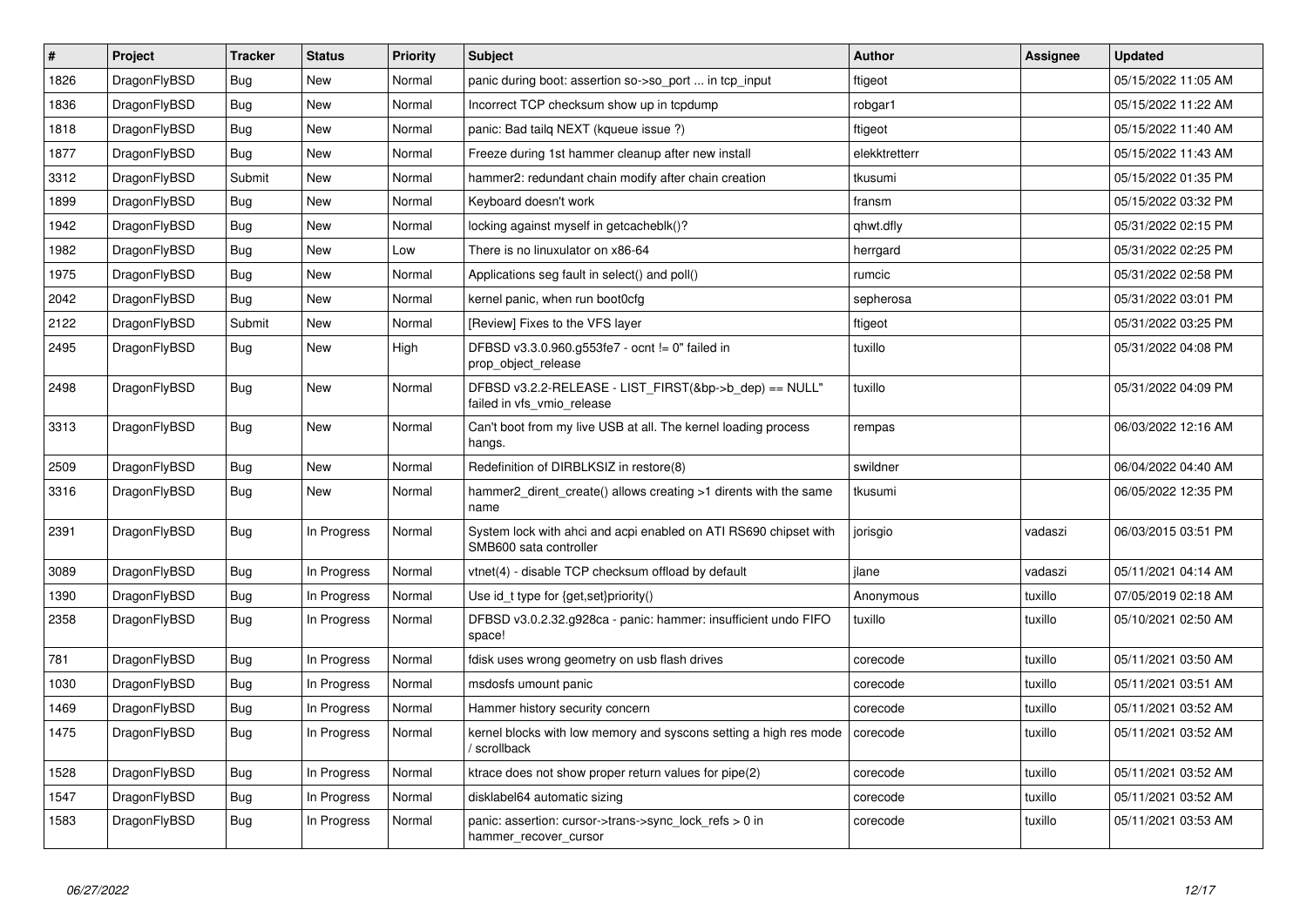| # | Project | Tracker | Status | Priority | Subject | Author | Assignee | Updated |
|---|---|---|---|---|---|---|---|---|
| 1826 | DragonFlyBSD | Bug | New | Normal | panic during boot: assertion so->so_port ... in tcp_input | ftigeot | | 05/15/2022 11:05 AM |
| 1836 | DragonFlyBSD | Bug | New | Normal | Incorrect TCP checksum show up in tcpdump | robgar1 | | 05/15/2022 11:22 AM |
| 1818 | DragonFlyBSD | Bug | New | Normal | panic: Bad tailq NEXT (kqueue issue ?) | ftigeot | | 05/15/2022 11:40 AM |
| 1877 | DragonFlyBSD | Bug | New | Normal | Freeze during 1st hammer cleanup after new install | elekktretterr | | 05/15/2022 11:43 AM |
| 3312 | DragonFlyBSD | Submit | New | Normal | hammer2: redundant chain modify after chain creation | tkusumi | | 05/15/2022 01:35 PM |
| 1899 | DragonFlyBSD | Bug | New | Normal | Keyboard doesn't work | fransm | | 05/15/2022 03:32 PM |
| 1942 | DragonFlyBSD | Bug | New | Normal | locking against myself in getcacheblk()? | qhwt.dfly | | 05/31/2022 02:15 PM |
| 1982 | DragonFlyBSD | Bug | New | Low | There is no linuxulator on x86-64 | herrgard | | 05/31/2022 02:25 PM |
| 1975 | DragonFlyBSD | Bug | New | Normal | Applications seg fault in select() and poll() | rumcic | | 05/31/2022 02:58 PM |
| 2042 | DragonFlyBSD | Bug | New | Normal | kernel panic, when run boot0cfg | sepherosa | | 05/31/2022 03:01 PM |
| 2122 | DragonFlyBSD | Submit | New | Normal | [Review] Fixes to the VFS layer | ftigeot | | 05/31/2022 03:25 PM |
| 2495 | DragonFlyBSD | Bug | New | High | DFBSD v3.3.0.960.g553fe7 - ocnt != 0" failed in prop_object_release | tuxillo | | 05/31/2022 04:08 PM |
| 2498 | DragonFlyBSD | Bug | New | Normal | DFBSD v3.2.2-RELEASE - LIST_FIRST(&bp->b_dep) == NULL" failed in vfs_vmio_release | tuxillo | | 05/31/2022 04:09 PM |
| 3313 | DragonFlyBSD | Bug | New | Normal | Can't boot from my live USB at all. The kernel loading process hangs. | rempas | | 06/03/2022 12:16 AM |
| 2509 | DragonFlyBSD | Bug | New | Normal | Redefinition of DIRBLKSIZ in restore(8) | swildner | | 06/04/2022 04:40 AM |
| 3316 | DragonFlyBSD | Bug | New | Normal | hammer2_dirent_create() allows creating >1 dirents with the same name | tkusumi | | 06/05/2022 12:35 PM |
| 2391 | DragonFlyBSD | Bug | In Progress | Normal | System lock with ahci and acpi enabled on ATI RS690 chipset with SMB600 sata controller | jorisgio | vadaszi | 06/03/2015 03:51 PM |
| 3089 | DragonFlyBSD | Bug | In Progress | Normal | vtnet(4) - disable TCP checksum offload by default | jlane | vadaszi | 05/11/2021 04:14 AM |
| 1390 | DragonFlyBSD | Bug | In Progress | Normal | Use id_t type for {get,set}priority() | Anonymous | tuxillo | 07/05/2019 02:18 AM |
| 2358 | DragonFlyBSD | Bug | In Progress | Normal | DFBSD v3.0.2.32.g928ca - panic: hammer: insufficient undo FIFO space! | tuxillo | tuxillo | 05/10/2021 02:50 AM |
| 781 | DragonFlyBSD | Bug | In Progress | Normal | fdisk uses wrong geometry on usb flash drives | corecode | tuxillo | 05/11/2021 03:50 AM |
| 1030 | DragonFlyBSD | Bug | In Progress | Normal | msdosfs umount panic | corecode | tuxillo | 05/11/2021 03:51 AM |
| 1469 | DragonFlyBSD | Bug | In Progress | Normal | Hammer history security concern | corecode | tuxillo | 05/11/2021 03:52 AM |
| 1475 | DragonFlyBSD | Bug | In Progress | Normal | kernel blocks with low memory and syscons setting a high res mode / scrollback | corecode | tuxillo | 05/11/2021 03:52 AM |
| 1528 | DragonFlyBSD | Bug | In Progress | Normal | ktrace does not show proper return values for pipe(2) | corecode | tuxillo | 05/11/2021 03:52 AM |
| 1547 | DragonFlyBSD | Bug | In Progress | Normal | disklabel64 automatic sizing | corecode | tuxillo | 05/11/2021 03:52 AM |
| 1583 | DragonFlyBSD | Bug | In Progress | Normal | panic: assertion: cursor->trans->sync_lock_refs > 0 in hammer_recover_cursor | corecode | tuxillo | 05/11/2021 03:53 AM |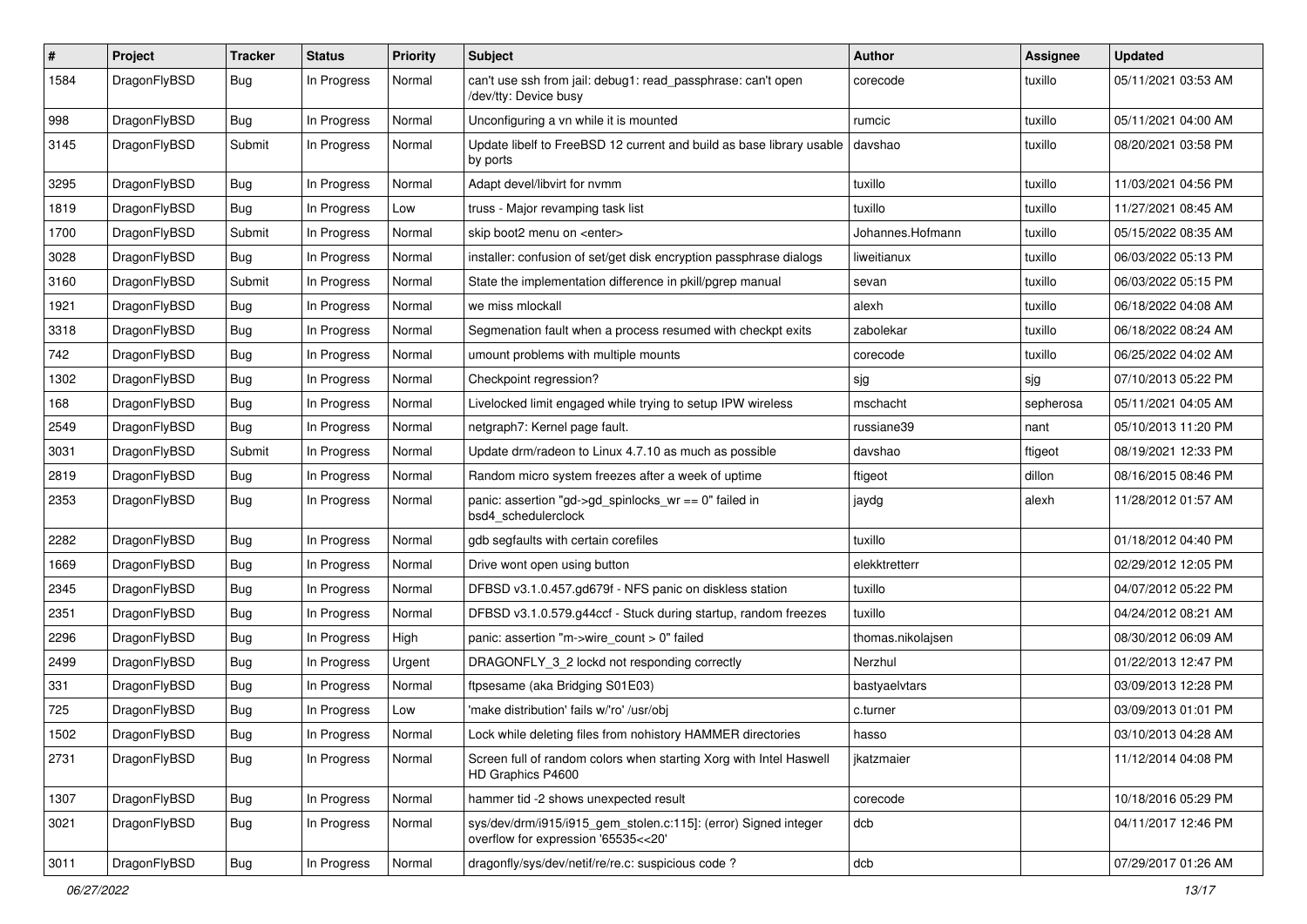| # | Project | Tracker | Status | Priority | Subject | Author | Assignee | Updated |
|---|---|---|---|---|---|---|---|---|
| 1584 | DragonFlyBSD | Bug | In Progress | Normal | can't use ssh from jail: debug1: read_passphrase: can't open /dev/tty: Device busy | corecode | tuxillo | 05/11/2021 03:53 AM |
| 998 | DragonFlyBSD | Bug | In Progress | Normal | Unconfiguring a vn while it is mounted | rumcic | tuxillo | 05/11/2021 04:00 AM |
| 3145 | DragonFlyBSD | Submit | In Progress | Normal | Update libelf to FreeBSD 12 current and build as base library usable by ports | davshao | tuxillo | 08/20/2021 03:58 PM |
| 3295 | DragonFlyBSD | Bug | In Progress | Normal | Adapt devel/libvirt for nvmm | tuxillo | tuxillo | 11/03/2021 04:56 PM |
| 1819 | DragonFlyBSD | Bug | In Progress | Low | truss - Major revamping task list | tuxillo | tuxillo | 11/27/2021 08:45 AM |
| 1700 | DragonFlyBSD | Submit | In Progress | Normal | skip boot2 menu on <enter> | Johannes.Hofmann | tuxillo | 05/15/2022 08:35 AM |
| 3028 | DragonFlyBSD | Bug | In Progress | Normal | installer: confusion of set/get disk encryption passphrase dialogs | liweitianux | tuxillo | 06/03/2022 05:13 PM |
| 3160 | DragonFlyBSD | Submit | In Progress | Normal | State the implementation difference in pkill/pgrep manual | sevan | tuxillo | 06/03/2022 05:15 PM |
| 1921 | DragonFlyBSD | Bug | In Progress | Normal | we miss mlockall | alexh | tuxillo | 06/18/2022 04:08 AM |
| 3318 | DragonFlyBSD | Bug | In Progress | Normal | Segmenation fault when a process resumed with checkpt exits | zabolekar | tuxillo | 06/18/2022 08:24 AM |
| 742 | DragonFlyBSD | Bug | In Progress | Normal | umount problems with multiple mounts | corecode | tuxillo | 06/25/2022 04:02 AM |
| 1302 | DragonFlyBSD | Bug | In Progress | Normal | Checkpoint regression? | sjg | sjg | 07/10/2013 05:22 PM |
| 168 | DragonFlyBSD | Bug | In Progress | Normal | Livelocked limit engaged while trying to setup IPW wireless | mschacht | sepherosa | 05/11/2021 04:05 AM |
| 2549 | DragonFlyBSD | Bug | In Progress | Normal | netgraph7: Kernel page fault. | russiane39 | nant | 05/10/2013 11:20 PM |
| 3031 | DragonFlyBSD | Submit | In Progress | Normal | Update drm/radeon to Linux 4.7.10 as much as possible | davshao | ftigeot | 08/19/2021 12:33 PM |
| 2819 | DragonFlyBSD | Bug | In Progress | Normal | Random micro system freezes after a week of uptime | ftigeot | dillon | 08/16/2015 08:46 PM |
| 2353 | DragonFlyBSD | Bug | In Progress | Normal | panic: assertion "gd->gd_spinlocks_wr == 0" failed in bsd4_schedulerclock | jaydg | alexh | 11/28/2012 01:57 AM |
| 2282 | DragonFlyBSD | Bug | In Progress | Normal | gdb segfaults with certain corefiles | tuxillo | | 01/18/2012 04:40 PM |
| 1669 | DragonFlyBSD | Bug | In Progress | Normal | Drive wont open using button | elekktretterr | | 02/29/2012 12:05 PM |
| 2345 | DragonFlyBSD | Bug | In Progress | Normal | DFBSD v3.1.0.457.gd679f - NFS panic on diskless station | tuxillo | | 04/07/2012 05:22 PM |
| 2351 | DragonFlyBSD | Bug | In Progress | Normal | DFBSD v3.1.0.579.g44ccf - Stuck during startup, random freezes | tuxillo | | 04/24/2012 08:21 AM |
| 2296 | DragonFlyBSD | Bug | In Progress | High | panic: assertion "m->wire_count > 0" failed | thomas.nikolajsen | | 08/30/2012 06:09 AM |
| 2499 | DragonFlyBSD | Bug | In Progress | Urgent | DRAGONFLY_3_2 lockd not responding correctly | Nerzhul | | 01/22/2013 12:47 PM |
| 331 | DragonFlyBSD | Bug | In Progress | Normal | ftpsesame (aka Bridging S01E03) | bastyaelvtars | | 03/09/2013 12:28 PM |
| 725 | DragonFlyBSD | Bug | In Progress | Low | 'make distribution' fails w/'ro' /usr/obj | c.turner | | 03/09/2013 01:01 PM |
| 1502 | DragonFlyBSD | Bug | In Progress | Normal | Lock while deleting files from nohistory HAMMER directories | hasso | | 03/10/2013 04:28 AM |
| 2731 | DragonFlyBSD | Bug | In Progress | Normal | Screen full of random colors when starting Xorg with Intel Haswell HD Graphics P4600 | jkatzmaier | | 11/12/2014 04:08 PM |
| 1307 | DragonFlyBSD | Bug | In Progress | Normal | hammer tid -2 shows unexpected result | corecode | | 10/18/2016 05:29 PM |
| 3021 | DragonFlyBSD | Bug | In Progress | Normal | sys/dev/drm/i915/i915_gem_stolen.c:115]: (error) Signed integer overflow for expression '65535<<20' | dcb | | 04/11/2017 12:46 PM |
| 3011 | DragonFlyBSD | Bug | In Progress | Normal | dragonfly/sys/dev/netif/re/re.c: suspicious code ? | dcb | | 07/29/2017 01:26 AM |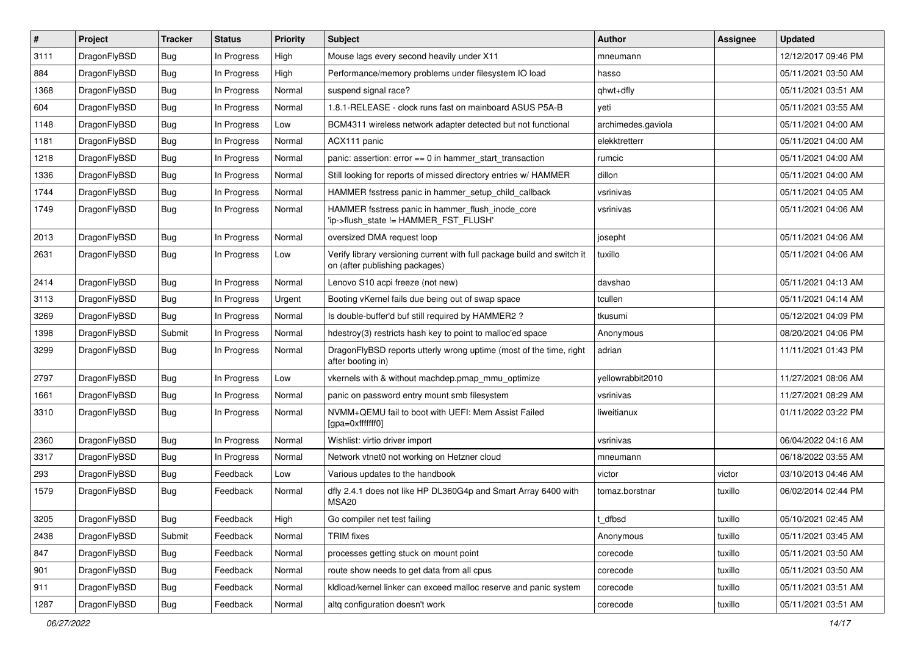| # | Project | Tracker | Status | Priority | Subject | Author | Assignee | Updated |
|---|---|---|---|---|---|---|---|---|
| 3111 | DragonFlyBSD | Bug | In Progress | High | Mouse lags every second heavily under X11 | mneumann | | 12/12/2017 09:46 PM |
| 884 | DragonFlyBSD | Bug | In Progress | High | Performance/memory problems under filesystem IO load | hasso | | 05/11/2021 03:50 AM |
| 1368 | DragonFlyBSD | Bug | In Progress | Normal | suspend signal race? | qhwt+dfly | | 05/11/2021 03:51 AM |
| 604 | DragonFlyBSD | Bug | In Progress | Normal | 1.8.1-RELEASE - clock runs fast on mainboard ASUS P5A-B | yeti | | 05/11/2021 03:55 AM |
| 1148 | DragonFlyBSD | Bug | In Progress | Low | BCM4311 wireless network adapter detected but not functional | archimedes.gaviola | | 05/11/2021 04:00 AM |
| 1181 | DragonFlyBSD | Bug | In Progress | Normal | ACX111 panic | elekktretterr | | 05/11/2021 04:00 AM |
| 1218 | DragonFlyBSD | Bug | In Progress | Normal | panic: assertion: error == 0 in hammer_start_transaction | rumcic | | 05/11/2021 04:00 AM |
| 1336 | DragonFlyBSD | Bug | In Progress | Normal | Still looking for reports of missed directory entries w/ HAMMER | dillon | | 05/11/2021 04:00 AM |
| 1744 | DragonFlyBSD | Bug | In Progress | Normal | HAMMER fsstress panic in hammer_setup_child_callback | vsrinivas | | 05/11/2021 04:05 AM |
| 1749 | DragonFlyBSD | Bug | In Progress | Normal | HAMMER fsstress panic in hammer_flush_inode_core 'ip->flush_state != HAMMER_FST_FLUSH' | vsrinivas | | 05/11/2021 04:06 AM |
| 2013 | DragonFlyBSD | Bug | In Progress | Normal | oversized DMA request loop | josepht | | 05/11/2021 04:06 AM |
| 2631 | DragonFlyBSD | Bug | In Progress | Low | Verify library versioning current with full package build and switch it on (after publishing packages) | tuxillo | | 05/11/2021 04:06 AM |
| 2414 | DragonFlyBSD | Bug | In Progress | Normal | Lenovo S10 acpi freeze (not new) | davshao | | 05/11/2021 04:13 AM |
| 3113 | DragonFlyBSD | Bug | In Progress | Urgent | Booting vKernel fails due being out of swap space | tcullen | | 05/11/2021 04:14 AM |
| 3269 | DragonFlyBSD | Bug | In Progress | Normal | Is double-buffer'd buf still required by HAMMER2 ? | tkusumi | | 05/12/2021 04:09 PM |
| 1398 | DragonFlyBSD | Submit | In Progress | Normal | hdestroy(3) restricts hash key to point to malloc'ed space | Anonymous | | 08/20/2021 04:06 PM |
| 3299 | DragonFlyBSD | Bug | In Progress | Normal | DragonFlyBSD reports utterly wrong uptime (most of the time, right after booting in) | adrian | | 11/11/2021 01:43 PM |
| 2797 | DragonFlyBSD | Bug | In Progress | Low | vkernels with & without machdep.pmap_mmu_optimize | yellowrabbit2010 | | 11/27/2021 08:06 AM |
| 1661 | DragonFlyBSD | Bug | In Progress | Normal | panic on password entry mount smb filesystem | vsrinivas | | 11/27/2021 08:29 AM |
| 3310 | DragonFlyBSD | Bug | In Progress | Normal | NVMM+QEMU fail to boot with UEFI: Mem Assist Failed [gpa=0xfffffff0] | liweitianux | | 01/11/2022 03:22 PM |
| 2360 | DragonFlyBSD | Bug | In Progress | Normal | Wishlist: virtio driver import | vsrinivas | | 06/04/2022 04:16 AM |
| 3317 | DragonFlyBSD | Bug | In Progress | Normal | Network vtnet0 not working on Hetzner cloud | mneumann | | 06/18/2022 03:55 AM |
| 293 | DragonFlyBSD | Bug | Feedback | Low | Various updates to the handbook | victor | victor | 03/10/2013 04:46 AM |
| 1579 | DragonFlyBSD | Bug | Feedback | Normal | dfly 2.4.1 does not like HP DL360G4p and Smart Array 6400 with MSA20 | tomaz.borstnar | tuxillo | 06/02/2014 02:44 PM |
| 3205 | DragonFlyBSD | Bug | Feedback | High | Go compiler net test failing | t_dfbsd | tuxillo | 05/10/2021 02:45 AM |
| 2438 | DragonFlyBSD | Submit | Feedback | Normal | TRIM fixes | Anonymous | tuxillo | 05/11/2021 03:45 AM |
| 847 | DragonFlyBSD | Bug | Feedback | Normal | processes getting stuck on mount point | corecode | tuxillo | 05/11/2021 03:50 AM |
| 901 | DragonFlyBSD | Bug | Feedback | Normal | route show needs to get data from all cpus | corecode | tuxillo | 05/11/2021 03:50 AM |
| 911 | DragonFlyBSD | Bug | Feedback | Normal | kldload/kernel linker can exceed malloc reserve and panic system | corecode | tuxillo | 05/11/2021 03:51 AM |
| 1287 | DragonFlyBSD | Bug | Feedback | Normal | altq configuration doesn't work | corecode | tuxillo | 05/11/2021 03:51 AM |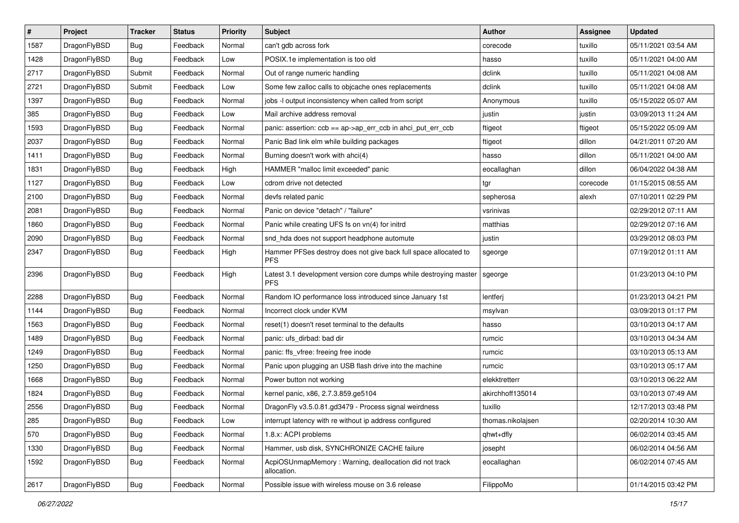| # | Project | Tracker | Status | Priority | Subject | Author | Assignee | Updated |
|---|---|---|---|---|---|---|---|---|
| 1587 | DragonFlyBSD | Bug | Feedback | Normal | can't gdb across fork | corecode | tuxillo | 05/11/2021 03:54 AM |
| 1428 | DragonFlyBSD | Bug | Feedback | Low | POSIX.1e implementation is too old | hasso | tuxillo | 05/11/2021 04:00 AM |
| 2717 | DragonFlyBSD | Submit | Feedback | Normal | Out of range numeric handling | dclink | tuxillo | 05/11/2021 04:08 AM |
| 2721 | DragonFlyBSD | Submit | Feedback | Low | Some few zalloc calls to objcache ones replacements | dclink | tuxillo | 05/11/2021 04:08 AM |
| 1397 | DragonFlyBSD | Bug | Feedback | Normal | jobs -l output inconsistency when called from script | Anonymous | tuxillo | 05/15/2022 05:07 AM |
| 385 | DragonFlyBSD | Bug | Feedback | Low | Mail archive address removal | justin | justin | 03/09/2013 11:24 AM |
| 1593 | DragonFlyBSD | Bug | Feedback | Normal | panic: assertion: ccb == ap->ap_err_ccb in ahci_put_err_ccb | ftigeot | ftigeot | 05/15/2022 05:09 AM |
| 2037 | DragonFlyBSD | Bug | Feedback | Normal | Panic Bad link elm while building packages | ftigeot | dillon | 04/21/2011 07:20 AM |
| 1411 | DragonFlyBSD | Bug | Feedback | Normal | Burning doesn't work with ahci(4) | hasso | dillon | 05/11/2021 04:00 AM |
| 1831 | DragonFlyBSD | Bug | Feedback | High | HAMMER "malloc limit exceeded" panic | eocallaghan | dillon | 06/04/2022 04:38 AM |
| 1127 | DragonFlyBSD | Bug | Feedback | Low | cdrom drive not detected | tgr | corecode | 01/15/2015 08:55 AM |
| 2100 | DragonFlyBSD | Bug | Feedback | Normal | devfs related panic | sepherosa | alexh | 07/10/2011 02:29 PM |
| 2081 | DragonFlyBSD | Bug | Feedback | Normal | Panic on device "detach" / "failure" | vsrinivas | | 02/29/2012 07:11 AM |
| 1860 | DragonFlyBSD | Bug | Feedback | Normal | Panic while creating UFS fs on vn(4) for initrd | matthias | | 02/29/2012 07:16 AM |
| 2090 | DragonFlyBSD | Bug | Feedback | Normal | snd_hda does not support headphone automute | justin | | 03/29/2012 08:03 PM |
| 2347 | DragonFlyBSD | Bug | Feedback | High | Hammer PFSes destroy does not give back full space allocated to PFS | sgeorge | | 07/19/2012 01:11 AM |
| 2396 | DragonFlyBSD | Bug | Feedback | High | Latest 3.1 development version core dumps while destroying master PFS | sgeorge | | 01/23/2013 04:10 PM |
| 2288 | DragonFlyBSD | Bug | Feedback | Normal | Random IO performance loss introduced since January 1st | lentferj | | 01/23/2013 04:21 PM |
| 1144 | DragonFlyBSD | Bug | Feedback | Normal | Incorrect clock under KVM | msylvan | | 03/09/2013 01:17 PM |
| 1563 | DragonFlyBSD | Bug | Feedback | Normal | reset(1) doesn't reset terminal to the defaults | hasso | | 03/10/2013 04:17 AM |
| 1489 | DragonFlyBSD | Bug | Feedback | Normal | panic: ufs_dirbad: bad dir | rumcic | | 03/10/2013 04:34 AM |
| 1249 | DragonFlyBSD | Bug | Feedback | Normal | panic: ffs_vfree: freeing free inode | rumcic | | 03/10/2013 05:13 AM |
| 1250 | DragonFlyBSD | Bug | Feedback | Normal | Panic upon plugging an USB flash drive into the machine | rumcic | | 03/10/2013 05:17 AM |
| 1668 | DragonFlyBSD | Bug | Feedback | Normal | Power button not working | elekktretterr | | 03/10/2013 06:22 AM |
| 1824 | DragonFlyBSD | Bug | Feedback | Normal | kernel panic, x86, 2.7.3.859.ge5104 | akirchhoff135014 | | 03/10/2013 07:49 AM |
| 2556 | DragonFlyBSD | Bug | Feedback | Normal | DragonFly v3.5.0.81.gd3479 - Process signal weirdness | tuxillo | | 12/17/2013 03:48 PM |
| 285 | DragonFlyBSD | Bug | Feedback | Low | interrupt latency with re without ip address configured | thomas.nikolajsen | | 02/20/2014 10:30 AM |
| 570 | DragonFlyBSD | Bug | Feedback | Normal | 1.8.x: ACPI problems | qhwt+dfly | | 06/02/2014 03:45 AM |
| 1330 | DragonFlyBSD | Bug | Feedback | Normal | Hammer, usb disk, SYNCHRONIZE CACHE failure | josepht | | 06/02/2014 04:56 AM |
| 1592 | DragonFlyBSD | Bug | Feedback | Normal | AcpiOSUnmapMemory : Warning, deallocation did not track allocation. | eocallaghan | | 06/02/2014 07:45 AM |
| 2617 | DragonFlyBSD | Bug | Feedback | Normal | Possible issue with wireless mouse on 3.6 release | FilippoMo | | 01/14/2015 03:42 PM |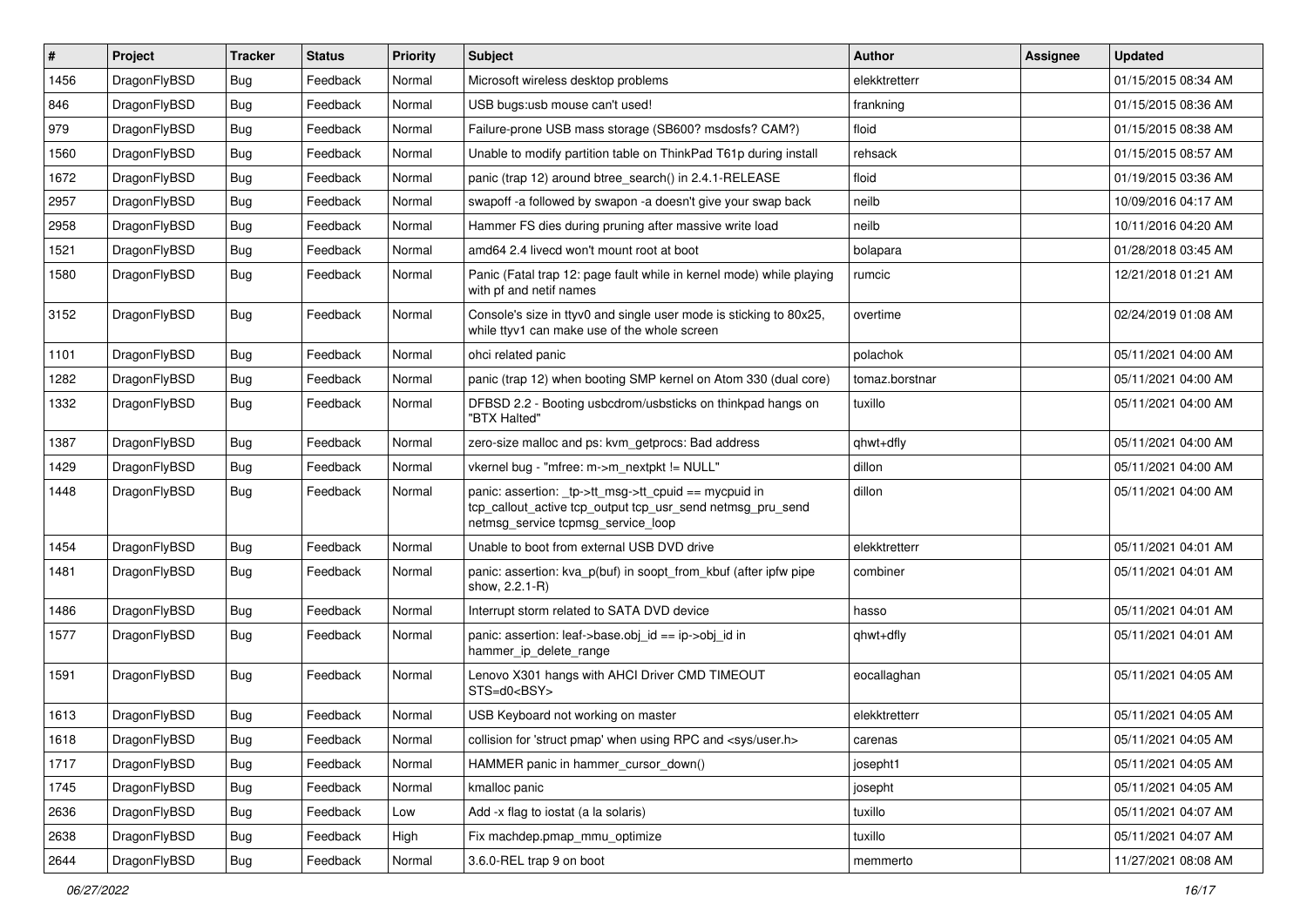| # | Project | Tracker | Status | Priority | Subject | Author | Assignee | Updated |
|---|---|---|---|---|---|---|---|---|
| 1456 | DragonFlyBSD | Bug | Feedback | Normal | Microsoft wireless desktop problems | elekktretterr | | 01/15/2015 08:34 AM |
| 846 | DragonFlyBSD | Bug | Feedback | Normal | USB bugs:usb mouse can't used! | frankning | | 01/15/2015 08:36 AM |
| 979 | DragonFlyBSD | Bug | Feedback | Normal | Failure-prone USB mass storage (SB600? msdosfs? CAM?) | floid | | 01/15/2015 08:38 AM |
| 1560 | DragonFlyBSD | Bug | Feedback | Normal | Unable to modify partition table on ThinkPad T61p during install | rehsack | | 01/15/2015 08:57 AM |
| 1672 | DragonFlyBSD | Bug | Feedback | Normal | panic (trap 12) around btree_search() in 2.4.1-RELEASE | floid | | 01/19/2015 03:36 AM |
| 2957 | DragonFlyBSD | Bug | Feedback | Normal | swapoff -a followed by swapon -a doesn't give your swap back | neilb | | 10/09/2016 04:17 AM |
| 2958 | DragonFlyBSD | Bug | Feedback | Normal | Hammer FS dies during pruning after massive write load | neilb | | 10/11/2016 04:20 AM |
| 1521 | DragonFlyBSD | Bug | Feedback | Normal | amd64 2.4 livecd won't mount root at boot | bolapara | | 01/28/2018 03:45 AM |
| 1580 | DragonFlyBSD | Bug | Feedback | Normal | Panic (Fatal trap 12: page fault while in kernel mode) while playing with pf and netif names | rumcic | | 12/21/2018 01:21 AM |
| 3152 | DragonFlyBSD | Bug | Feedback | Normal | Console's size in ttyv0 and single user mode is sticking to 80x25, while ttyv1 can make use of the whole screen | overtime | | 02/24/2019 01:08 AM |
| 1101 | DragonFlyBSD | Bug | Feedback | Normal | ohci related panic | polachok | | 05/11/2021 04:00 AM |
| 1282 | DragonFlyBSD | Bug | Feedback | Normal | panic (trap 12) when booting SMP kernel on Atom 330 (dual core) | tomaz.borstnar | | 05/11/2021 04:00 AM |
| 1332 | DragonFlyBSD | Bug | Feedback | Normal | DFBSD 2.2 - Booting usbcdrom/usbsticks on thinkpad hangs on "BTX Halted" | tuxillo | | 05/11/2021 04:00 AM |
| 1387 | DragonFlyBSD | Bug | Feedback | Normal | zero-size malloc and ps: kvm_getprocs: Bad address | qhwt+dfly | | 05/11/2021 04:00 AM |
| 1429 | DragonFlyBSD | Bug | Feedback | Normal | vkernel bug - "mfree: m->m_nextpkt != NULL" | dillon | | 05/11/2021 04:00 AM |
| 1448 | DragonFlyBSD | Bug | Feedback | Normal | panic: assertion: _tp->tt_msg->tt_cpuid == mycpuid in tcp_callout_active tcp_output tcp_usr_send netmsg_pru_send netmsg_service tcpmsg_service_loop | dillon | | 05/11/2021 04:00 AM |
| 1454 | DragonFlyBSD | Bug | Feedback | Normal | Unable to boot from external USB DVD drive | elekktretterr | | 05/11/2021 04:01 AM |
| 1481 | DragonFlyBSD | Bug | Feedback | Normal | panic: assertion: kva_p(buf) in soopt_from_kbuf (after ipfw pipe show, 2.2.1-R) | combiner | | 05/11/2021 04:01 AM |
| 1486 | DragonFlyBSD | Bug | Feedback | Normal | Interrupt storm related to SATA DVD device | hasso | | 05/11/2021 04:01 AM |
| 1577 | DragonFlyBSD | Bug | Feedback | Normal | panic: assertion: leaf->base.obj_id == ip->obj_id in hammer_ip_delete_range | qhwt+dfly | | 05/11/2021 04:01 AM |
| 1591 | DragonFlyBSD | Bug | Feedback | Normal | Lenovo X301 hangs with AHCI Driver CMD TIMEOUT STS=d0<BSY> | eocallaghan | | 05/11/2021 04:05 AM |
| 1613 | DragonFlyBSD | Bug | Feedback | Normal | USB Keyboard not working on master | elekktretterr | | 05/11/2021 04:05 AM |
| 1618 | DragonFlyBSD | Bug | Feedback | Normal | collision for 'struct pmap' when using RPC and <sys/user.h> | carenas | | 05/11/2021 04:05 AM |
| 1717 | DragonFlyBSD | Bug | Feedback | Normal | HAMMER panic in hammer_cursor_down() | josepht1 | | 05/11/2021 04:05 AM |
| 1745 | DragonFlyBSD | Bug | Feedback | Normal | kmalloc panic | josepht | | 05/11/2021 04:05 AM |
| 2636 | DragonFlyBSD | Bug | Feedback | Low | Add -x flag to iostat (a la solaris) | tuxillo | | 05/11/2021 04:07 AM |
| 2638 | DragonFlyBSD | Bug | Feedback | High | Fix machdep.pmap_mmu_optimize | tuxillo | | 05/11/2021 04:07 AM |
| 2644 | DragonFlyBSD | Bug | Feedback | Normal | 3.6.0-REL trap 9 on boot | memmerto | | 11/27/2021 08:08 AM |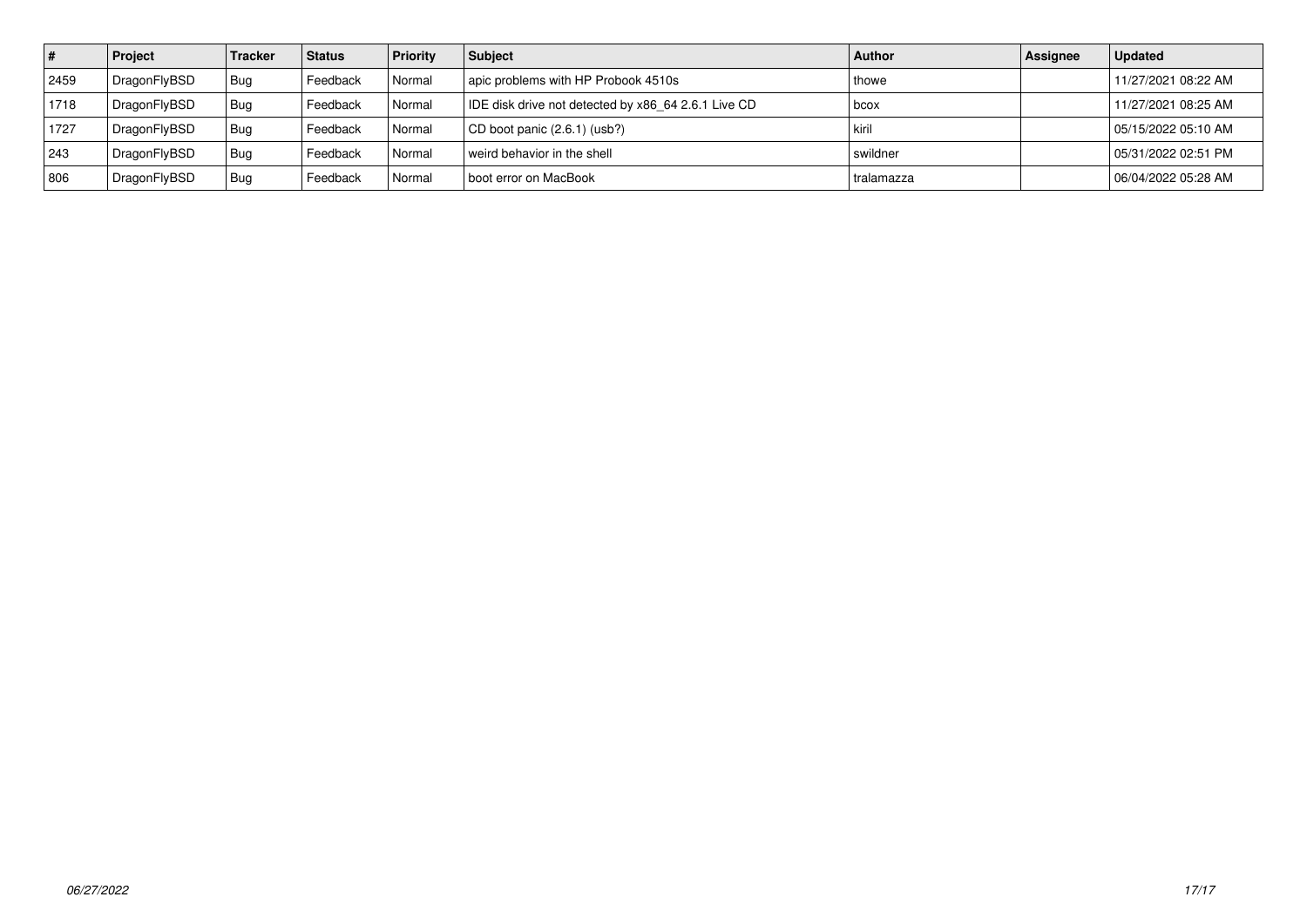| # | Project | Tracker | Status | Priority | Subject | Author | Assignee | Updated |
|---|---|---|---|---|---|---|---|---|
| 2459 | DragonFlyBSD | Bug | Feedback | Normal | apic problems with HP Probook 4510s | thowe | | 11/27/2021 08:22 AM |
| 1718 | DragonFlyBSD | Bug | Feedback | Normal | IDE disk drive not detected by x86_64 2.6.1 Live CD | bcox | | 11/27/2021 08:25 AM |
| 1727 | DragonFlyBSD | Bug | Feedback | Normal | CD boot panic (2.6.1) (usb?) | kiril | | 05/15/2022 05:10 AM |
| 243 | DragonFlyBSD | Bug | Feedback | Normal | weird behavior in the shell | swildner | | 05/31/2022 02:51 PM |
| 806 | DragonFlyBSD | Bug | Feedback | Normal | boot error on MacBook | tralamazza | | 06/04/2022 05:28 AM |